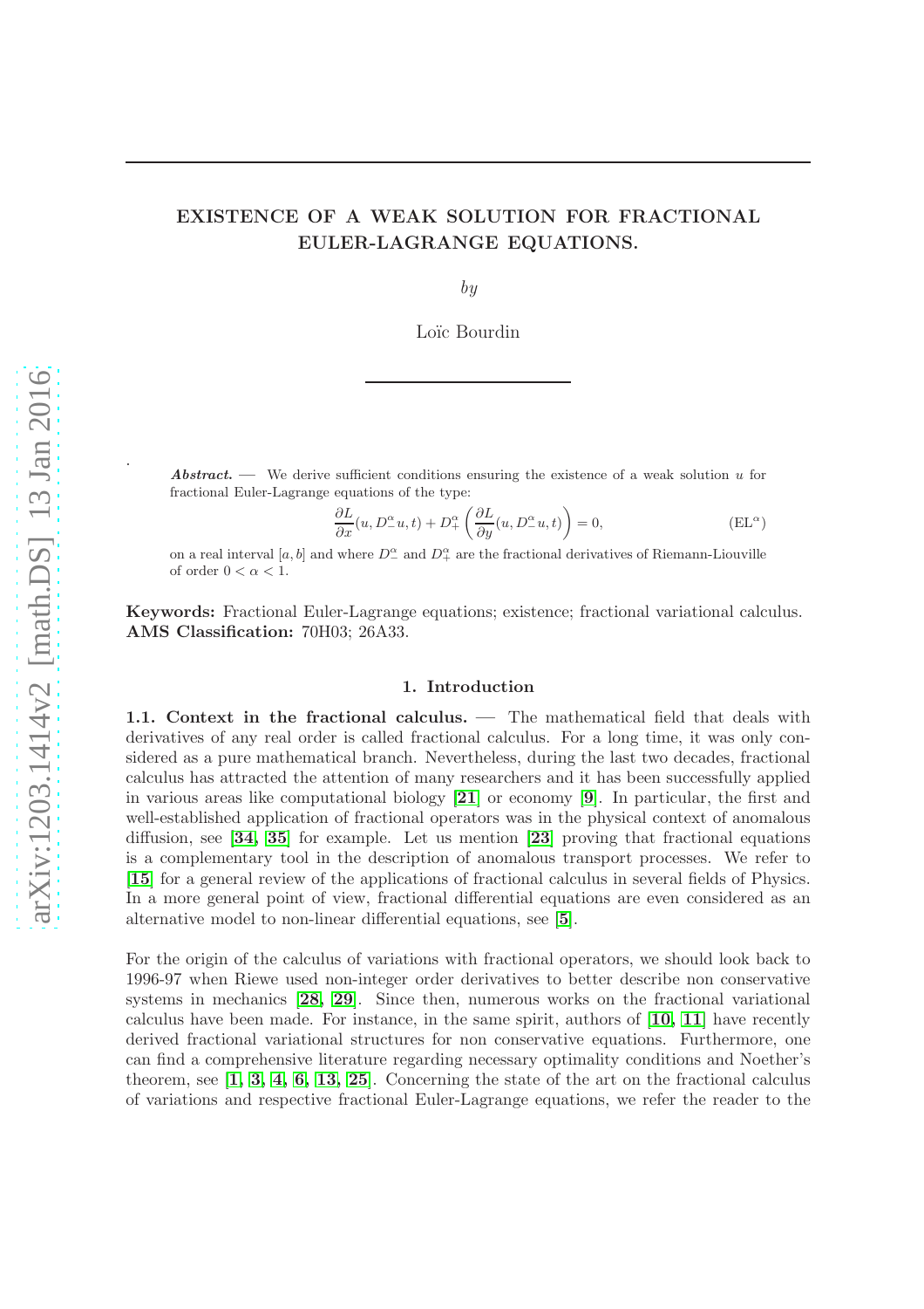# EXISTENCE OF A WEAK SOLUTION FOR FRACTIONAL EULER-LAGRANGE EQUATIONS.

*by*

Loïc Bourdin

***Abstract.*** — We derive sufficient conditions ensuring the existence of a weak solution $u$ for fractional Euler-Lagrange equations of the type:

$$\frac{\partial L}{\partial x}(u, D^{\alpha}_{-} u, t) + D^{\alpha}_{+} \left( \frac{\partial L}{\partial y}(u, D^{\alpha}_{-} u, t) \right) = 0, \qquad (\mathrm{EL}^{\alpha})$$

on a real interval $[a, b]$ and where $D^{\alpha}_{-}$ and $D^{\alpha}_{+}$ are the fractional derivatives of Riemann-Liouville of order $0 < \alpha < 1$.

**Keywords:** Fractional Euler-Lagrange equations; existence; fractional variational calculus.
**AMS Classification:** 70H03; 26A33.

## 1. Introduction

**1.1. Context in the fractional calculus.** — The mathematical field that deals with derivatives of any real order is called fractional calculus. For a long time, it was only considered as a pure mathematical branch. Nevertheless, during the last two decades, fractional calculus has attracted the attention of many researchers and it has been successfully applied in various areas like computational biology [21] or economy [9]. In particular, the first and well-established application of fractional operators was in the physical context of anomalous diffusion, see [34, 35] for example. Let us mention [23] proving that fractional equations is a complementary tool in the description of anomalous transport processes. We refer to [15] for a general review of the applications of fractional calculus in several fields of Physics. In a more general point of view, fractional differential equations are even considered as an alternative model to non-linear differential equations, see [5].

For the origin of the calculus of variations with fractional operators, we should look back to 1996-97 when Riewe used non-integer order derivatives to better describe non conservative systems in mechanics [28, 29]. Since then, numerous works on the fractional variational calculus have been made. For instance, in the same spirit, authors of [10, 11] have recently derived fractional variational structures for non conservative equations. Furthermore, one can find a comprehensive literature regarding necessary optimality conditions and Noether's theorem, see [1, 3, 4, 6, 13, 25]. Concerning the state of the art on the fractional calculus of variations and respective fractional Euler-Lagrange equations, we refer the reader to the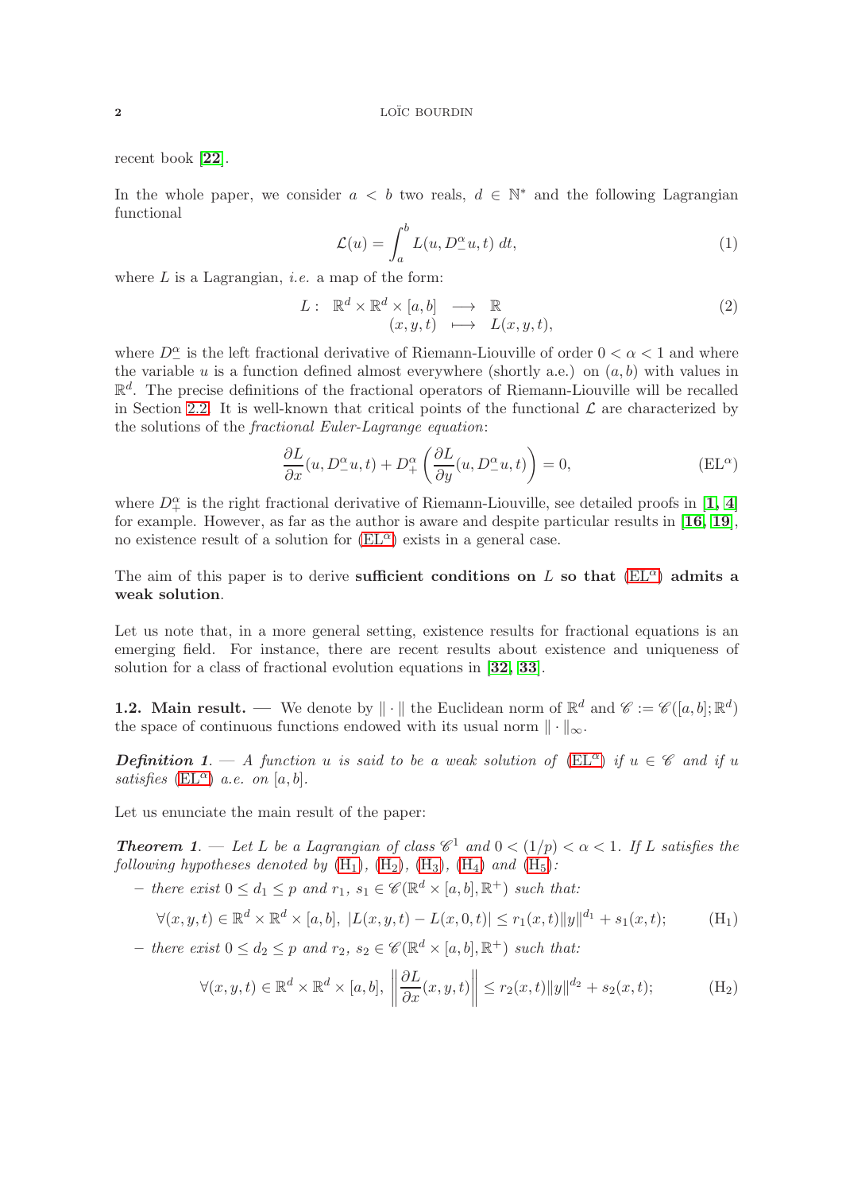recent book [22].

In the whole paper, we consider $a < b$ two reals, $d \in \mathbb{N}^*$ and the following Lagrangian functional

$$\mathcal{L}(u) = \int_a^b L(u, D^\alpha_- u, t)\, dt, \tag{1}$$

where $L$ is a Lagrangian, *i.e.* a map of the form:

$$\begin{array}{rccc} L: & \mathbb{R}^d \times \mathbb{R}^d \times [a,b] & \longrightarrow & \mathbb{R} \\ & (x,y,t) & \longmapsto & L(x,y,t), \end{array} \tag{2}$$

where $D^\alpha_-$ is the left fractional derivative of Riemann-Liouville of order $0 < \alpha < 1$ and where the variable $u$ is a function defined almost everywhere (shortly a.e.) on $(a,b)$ with values in $\mathbb{R}^d$. The precise definitions of the fractional operators of Riemann-Liouville will be recalled in Section 2.2. It is well-known that critical points of the functional $\mathcal{L}$ are characterized by the solutions of the *fractional Euler-Lagrange equation*:

$$\frac{\partial L}{\partial x}(u, D^\alpha_- u, t) + D^\alpha_+ \left( \frac{\partial L}{\partial y}(u, D^\alpha_- u, t) \right) = 0, \tag{EL$^\alpha$}$$

where $D^\alpha_+$ is the right fractional derivative of Riemann-Liouville, see detailed proofs in [1, 4] for example. However, as far as the author is aware and despite particular results in [16, 19], no existence result of a solution for (EL$^\alpha$) exists in a general case.

The aim of this paper is to derive **sufficient conditions on $L$ so that (EL$^\alpha$) admits a weak solution**.

Let us note that, in a more general setting, existence results for fractional equations is an emerging field. For instance, there are recent results about existence and uniqueness of solution for a class of fractional evolution equations in [32, 33].

**1.2. Main result.** — We denote by $\| \cdot \|$ the Euclidean norm of $\mathbb{R}^d$ and $\mathscr{C} := \mathscr{C}([a,b];\mathbb{R}^d)$ the space of continuous functions endowed with its usual norm $\| \cdot \|_\infty$.

***Definition 1***. — *A function $u$ is said to be a weak solution of (EL$^\alpha$) if $u \in \mathscr{C}$ and if $u$ satisfies (EL$^\alpha$) a.e. on $[a,b]$.*

Let us enunciate the main result of the paper:

***Theorem 1***. — *Let $L$ be a Lagrangian of class $\mathscr{C}^1$ and $0 < (1/p) < \alpha < 1$. If $L$ satisfies the following hypotheses denoted by (H$_1$), (H$_2$), (H$_3$), (H$_4$) and (H$_5$):*

– *there exist $0 \leq d_1 \leq p$ and $r_1$, $s_1 \in \mathscr{C}(\mathbb{R}^d \times [a,b], \mathbb{R}^+)$ such that:*

$$\forall (x,y,t) \in \mathbb{R}^d \times \mathbb{R}^d \times [a,b],\ |L(x,y,t) - L(x,0,t)| \leq r_1(x,t)\|y\|^{d_1} + s_1(x,t); \tag{H$_1$}$$

– *there exist $0 \leq d_2 \leq p$ and $r_2$, $s_2 \in \mathscr{C}(\mathbb{R}^d \times [a,b], \mathbb{R}^+)$ such that:*

$$\forall (x,y,t) \in \mathbb{R}^d \times \mathbb{R}^d \times [a,b],\ \left\| \frac{\partial L}{\partial x}(x,y,t) \right\| \leq r_2(x,t)\|y\|^{d_2} + s_2(x,t); \tag{H$_2$}$$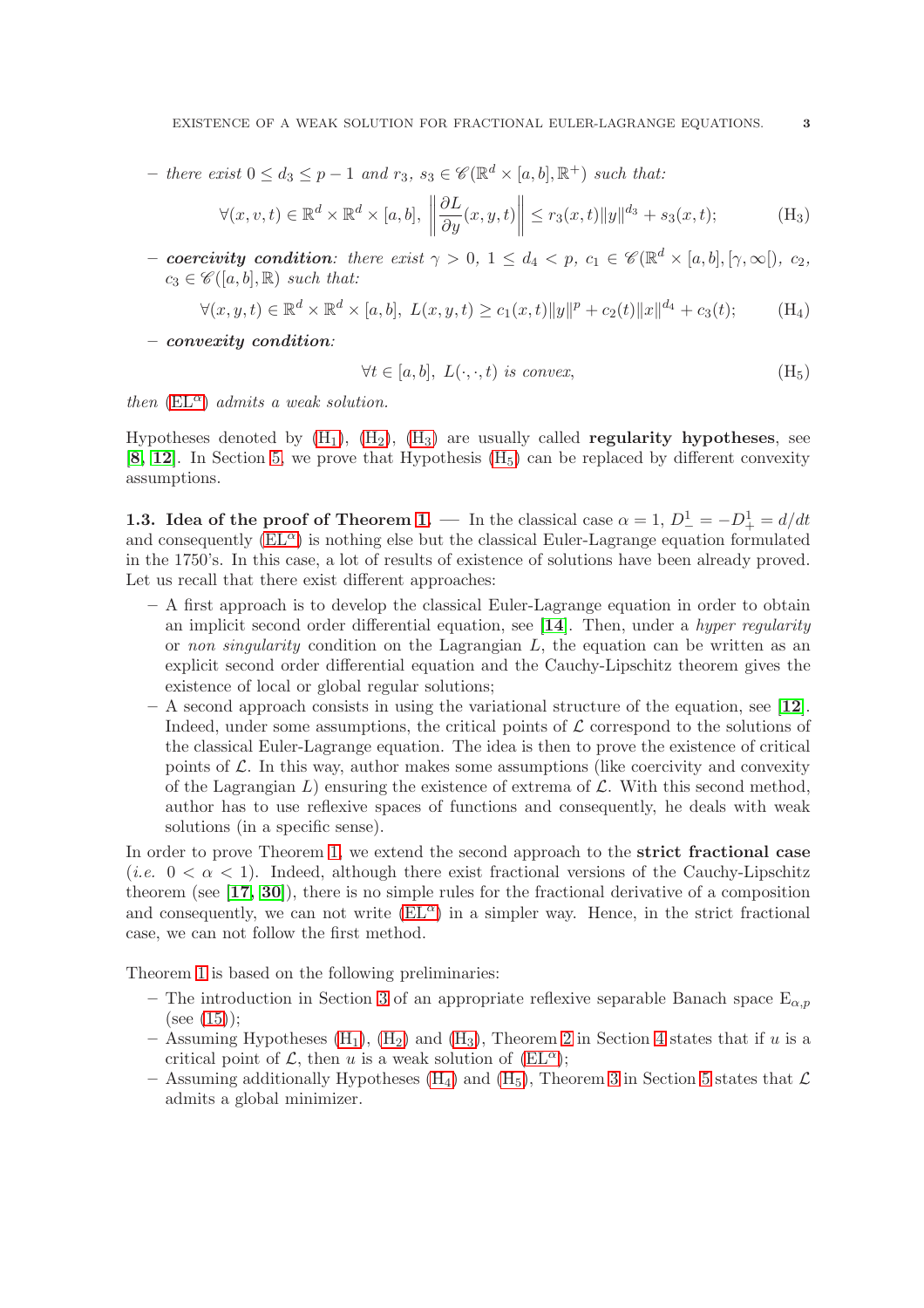– *there exist* $0 \leq d_3 \leq p-1$ *and* $r_3, s_3 \in \mathscr{C}(\mathbb{R}^d \times [a,b], \mathbb{R}^+)$ *such that:*

$$\forall (x,v,t) \in \mathbb{R}^d \times \mathbb{R}^d \times [a,b], \ \left\| \frac{\partial L}{\partial y}(x,y,t) \right\| \leq r_3(x,t)\|y\|^{d_3} + s_3(x,t); \tag{H$_3$}$$

– ***coercivity condition****: there exist* $\gamma > 0$, $1 \leq d_4 < p$, $c_1 \in \mathscr{C}(\mathbb{R}^d \times [a,b], [\gamma, \infty[)$, $c_2$, $c_3 \in \mathscr{C}([a,b], \mathbb{R})$ *such that:*

$$\forall (x,y,t) \in \mathbb{R}^d \times \mathbb{R}^d \times [a,b], \ L(x,y,t) \geq c_1(x,t)\|y\|^p + c_2(t)\|x\|^{d_4} + c_3(t); \tag{H$_4$}$$

– ***convexity condition****:*

$$\forall t \in [a,b], \ L(\cdot,\cdot,t) \text{ is convex}, \tag{H$_5$}$$

*then* (EL$^\alpha$) *admits a weak solution.*

Hypotheses denoted by (H$_1$), (H$_2$), (H$_3$) are usually called **regularity hypotheses**, see [**8**, **12**]. In Section 5, we prove that Hypothesis (H$_5$) can be replaced by different convexity assumptions.

### 1.3. Idea of the proof of Theorem 1.

— In the classical case $\alpha = 1$, $D^1_- = -D^1_+ = d/dt$ and consequently (EL$^\alpha$) is nothing else but the classical Euler-Lagrange equation formulated in the 1750's. In this case, a lot of results of existence of solutions have been already proved. Let us recall that there exist different approaches:

– A first approach is to develop the classical Euler-Lagrange equation in order to obtain an implicit second order differential equation, see [**14**]. Then, under a *hyper regularity* or *non singularity* condition on the Lagrangian $L$, the equation can be written as an explicit second order differential equation and the Cauchy-Lipschitz theorem gives the existence of local or global regular solutions;

– A second approach consists in using the variational structure of the equation, see [**12**]. Indeed, under some assumptions, the critical points of $\mathcal{L}$ correspond to the solutions of the classical Euler-Lagrange equation. The idea is then to prove the existence of critical points of $\mathcal{L}$. In this way, author makes some assumptions (like coercivity and convexity of the Lagrangian $L$) ensuring the existence of extrema of $\mathcal{L}$. With this second method, author has to use reflexive spaces of functions and consequently, he deals with weak solutions (in a specific sense).

In order to prove Theorem 1, we extend the second approach to the **strict fractional case** (*i.e.* $0 < \alpha < 1$). Indeed, although there exist fractional versions of the Cauchy-Lipschitz theorem (see [**17**, **30**]), there is no simple rules for the fractional derivative of a composition and consequently, we can not write (EL$^\alpha$) in a simpler way. Hence, in the strict fractional case, we can not follow the first method.

Theorem 1 is based on the following preliminaries:

– The introduction in Section 3 of an appropriate reflexive separable Banach space $\mathrm{E}_{\alpha,p}$ (see (15));
– Assuming Hypotheses (H$_1$), (H$_2$) and (H$_3$), Theorem 2 in Section 4 states that if $u$ is a critical point of $\mathcal{L}$, then $u$ is a weak solution of (EL$^\alpha$);
– Assuming additionally Hypotheses (H$_4$) and (H$_5$), Theorem 3 in Section 5 states that $\mathcal{L}$ admits a global minimizer.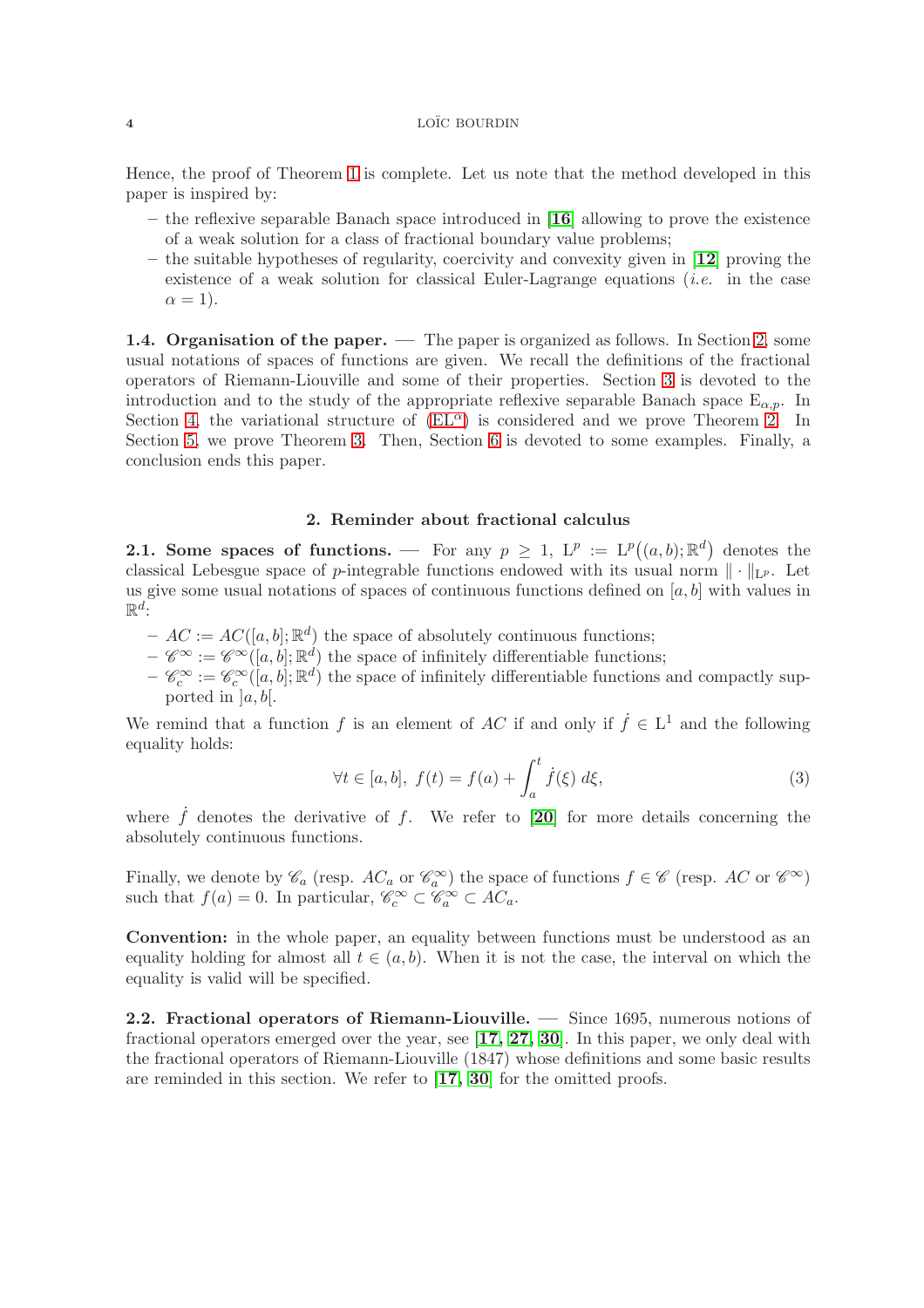Hence, the proof of Theorem 1 is complete. Let us note that the method developed in this paper is inspired by:

- the reflexive separable Banach space introduced in [16] allowing to prove the existence of a weak solution for a class of fractional boundary value problems;
- the suitable hypotheses of regularity, coercivity and convexity given in [12] proving the existence of a weak solution for classical Euler-Lagrange equations (*i.e.* in the case $\alpha = 1$).

**1.4. Organisation of the paper.** — The paper is organized as follows. In Section 2, some usual notations of spaces of functions are given. We recall the definitions of the fractional operators of Riemann-Liouville and some of their properties. Section 3 is devoted to the introduction and to the study of the appropriate reflexive separable Banach space $\mathrm{E}_{\alpha,p}$. In Section 4, the variational structure of ($\mathrm{EL}^\alpha$) is considered and we prove Theorem 2. In Section 5, we prove Theorem 3. Then, Section 6 is devoted to some examples. Finally, a conclusion ends this paper.

## 2. Reminder about fractional calculus

**2.1. Some spaces of functions.** — For any $p \geq 1$, $\mathrm{L}^p := \mathrm{L}^p\big((a,b);\mathbb{R}^d\big)$ denotes the classical Lebesgue space of $p$-integrable functions endowed with its usual norm $\|\cdot\|_{\mathrm{L}^p}$. Let us give some usual notations of spaces of continuous functions defined on $[a,b]$ with values in $\mathbb{R}^d$:

- $AC := AC([a,b];\mathbb{R}^d)$ the space of absolutely continuous functions;
- $\mathscr{C}^\infty := \mathscr{C}^\infty([a,b];\mathbb{R}^d)$ the space of infinitely differentiable functions;
- $\mathscr{C}^\infty_c := \mathscr{C}^\infty_c([a,b];\mathbb{R}^d)$ the space of infinitely differentiable functions and compactly supported in $]a,b[$.

We remind that a function $f$ is an element of $AC$ if and only if $\dot{f} \in \mathrm{L}^1$ and the following equality holds:

$$\forall t \in [a,b],\ f(t) = f(a) + \int_a^t \dot{f}(\xi)\, d\xi, \tag{3}$$

where $\dot{f}$ denotes the derivative of $f$. We refer to [20] for more details concerning the absolutely continuous functions.

Finally, we denote by $\mathscr{C}_a$ (resp. $AC_a$ or $\mathscr{C}^\infty_a$) the space of functions $f \in \mathscr{C}$ (resp. $AC$ or $\mathscr{C}^\infty$) such that $f(a) = 0$. In particular, $\mathscr{C}^\infty_c \subset \mathscr{C}^\infty_a \subset AC_a$.

**Convention:** in the whole paper, an equality between functions must be understood as an equality holding for almost all $t \in (a,b)$. When it is not the case, the interval on which the equality is valid will be specified.

**2.2. Fractional operators of Riemann-Liouville.** — Since 1695, numerous notions of fractional operators emerged over the year, see [17, 27, 30]. In this paper, we only deal with the fractional operators of Riemann-Liouville (1847) whose definitions and some basic results are reminded in this section. We refer to [17, 30] for the omitted proofs.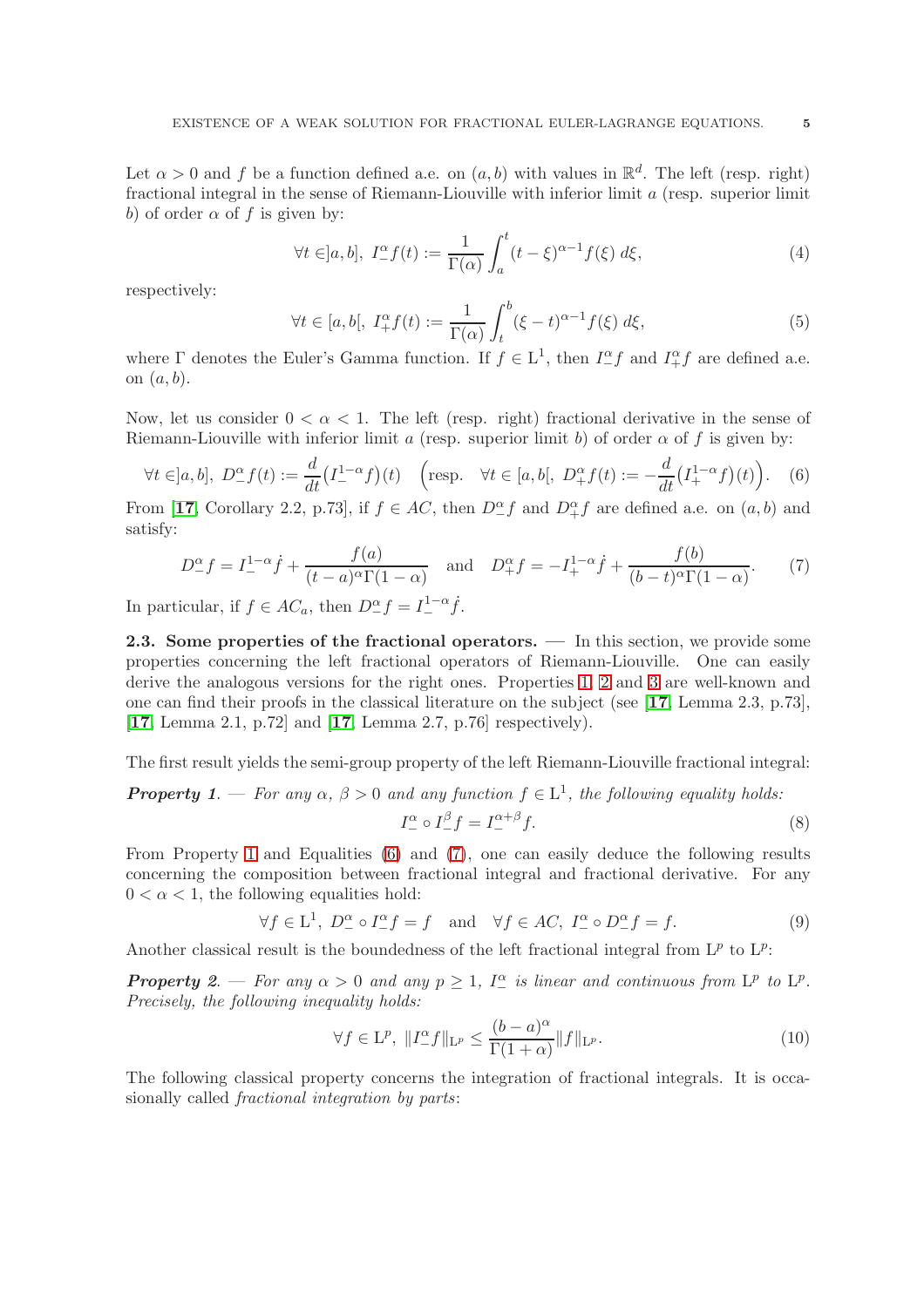Let $\alpha > 0$ and $f$ be a function defined a.e. on $(a,b)$ with values in $\mathbb{R}^d$. The left (resp. right) fractional integral in the sense of Riemann-Liouville with inferior limit $a$ (resp. superior limit $b$) of order $\alpha$ of $f$ is given by:

$$\forall t \in ]a,b],\ I^\alpha_- f(t) := \frac{1}{\Gamma(\alpha)} \int_a^t (t-\xi)^{\alpha-1} f(\xi)\, d\xi, \tag{4}$$

respectively:

$$\forall t \in [a,b[,\ I^\alpha_+ f(t) := \frac{1}{\Gamma(\alpha)} \int_t^b (\xi-t)^{\alpha-1} f(\xi)\, d\xi, \tag{5}$$

where $\Gamma$ denotes the Euler's Gamma function. If $f \in \mathrm{L}^1$, then $I^\alpha_- f$ and $I^\alpha_+ f$ are defined a.e. on $(a,b)$.

Now, let us consider $0 < \alpha < 1$. The left (resp. right) fractional derivative in the sense of Riemann-Liouville with inferior limit $a$ (resp. superior limit $b$) of order $\alpha$ of $f$ is given by:

$$\forall t \in ]a,b],\ D^\alpha_- f(t) := \frac{d}{dt}\big(I^{1-\alpha}_- f\big)(t) \quad \Big(\text{resp.} \quad \forall t \in [a,b[,\ D^\alpha_+ f(t) := -\frac{d}{dt}\big(I^{1-\alpha}_+ f\big)(t)\Big). \tag{6}$$

From [**17**, Corollary 2.2, p.73], if $f \in AC$, then $D^\alpha_- f$ and $D^\alpha_+ f$ are defined a.e. on $(a,b)$ and satisfy:

$$D^\alpha_- f = I^{1-\alpha}_- \dot{f} + \frac{f(a)}{(t-a)^\alpha \Gamma(1-\alpha)} \quad \text{and} \quad D^\alpha_+ f = -I^{1-\alpha}_+ \dot{f} + \frac{f(b)}{(b-t)^\alpha \Gamma(1-\alpha)}. \tag{7}$$

In particular, if $f \in AC_a$, then $D^\alpha_- f = I^{1-\alpha}_- \dot{f}$.

### 2.3. Some properties of the fractional operators.

— In this section, we provide some properties concerning the left fractional operators of Riemann-Liouville. One can easily derive the analogous versions for the right ones. Properties 1, 2 and 3 are well-known and one can find their proofs in the classical literature on the subject (see [**17**, Lemma 2.3, p.73], [**17**, Lemma 2.1, p.72] and [**17**, Lemma 2.7, p.76] respectively).

The first result yields the semi-group property of the left Riemann-Liouville fractional integral:

***Property 1***. — *For any $\alpha$, $\beta > 0$ and any function $f \in \mathrm{L}^1$, the following equality holds:*

$$I^\alpha_- \circ I^\beta_- f = I^{\alpha+\beta}_- f. \tag{8}$$

From Property 1 and Equalities (6) and (7), one can easily deduce the following results concerning the composition between fractional integral and fractional derivative. For any $0 < \alpha < 1$, the following equalities hold:

$$\forall f \in \mathrm{L}^1,\ D^\alpha_- \circ I^\alpha_- f = f \quad \text{and} \quad \forall f \in AC,\ I^\alpha_- \circ D^\alpha_- f = f. \tag{9}$$

Another classical result is the boundedness of the left fractional integral from $\mathrm{L}^p$ to $\mathrm{L}^p$:

***Property 2***. — *For any $\alpha > 0$ and any $p \geq 1$, $I^\alpha_-$ is linear and continuous from $\mathrm{L}^p$ to $\mathrm{L}^p$. Precisely, the following inequality holds:*

$$\forall f \in \mathrm{L}^p,\ \|I^\alpha_- f\|_{\mathrm{L}^p} \leq \frac{(b-a)^\alpha}{\Gamma(1+\alpha)} \|f\|_{\mathrm{L}^p}. \tag{10}$$

The following classical property concerns the integration of fractional integrals. It is occasionally called *fractional integration by parts*: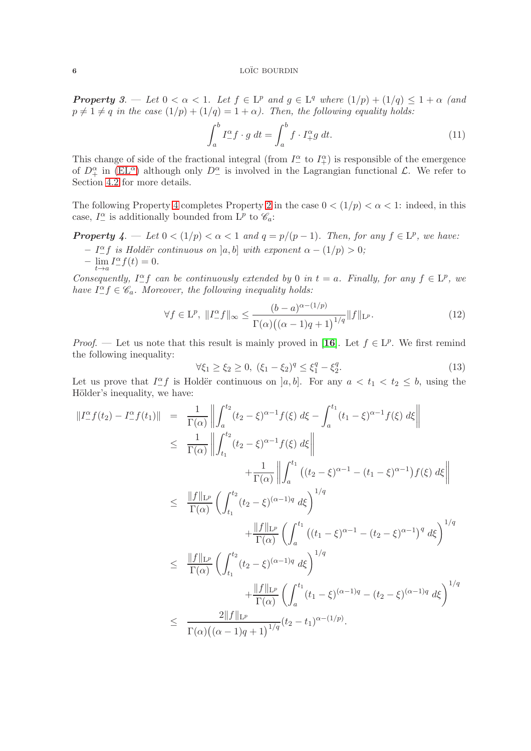***Property 3.*** — *Let $0 < \alpha < 1$. Let $f \in \mathrm{L}^p$ and $g \in \mathrm{L}^q$ where $(1/p) + (1/q) \leq 1 + \alpha$ (and $p \neq 1 \neq q$ in the case $(1/p) + (1/q) = 1 + \alpha$). Then, the following equality holds:*

$$\int_a^b I^\alpha_- f \cdot g \; dt = \int_a^b f \cdot I^\alpha_+ g \; dt. \tag{11}$$

This change of side of the fractional integral (from $I^\alpha_-$ to $I^\alpha_+$) is responsible of the emergence of $D^\alpha_+$ in (EL$^\alpha$) although only $D^\alpha_-$ is involved in the Lagrangian functional $\mathcal{L}$. We refer to Section 4.2 for more details.

The following Property 4 completes Property 2 in the case $0 < (1/p) < \alpha < 1$: indeed, in this case, $I^\alpha_-$ is additionally bounded from $\mathrm{L}^p$ to $\mathscr{C}_a$:

***Property 4.*** — *Let $0 < (1/p) < \alpha < 1$ and $q = p/(p-1)$. Then, for any $f \in \mathrm{L}^p$, we have:*
- *$I^\alpha_- f$ is Holdër continuous on $]a,b]$ with exponent $\alpha - (1/p) > 0$;*
- *$\displaystyle\lim_{t \to a} I^\alpha_- f(t) = 0$.*

*Consequently, $I^\alpha_- f$ can be continuously extended by $0$ in $t = a$. Finally, for any $f \in \mathrm{L}^p$, we have $I^\alpha_- f \in \mathscr{C}_a$. Moreover, the following inequality holds:*

$$\forall f \in \mathrm{L}^p, \; \| I^\alpha_- f \|_\infty \leq \frac{(b-a)^{\alpha - (1/p)}}{\Gamma(\alpha)\big((\alpha-1)q+1\big)^{1/q}} \| f \|_{\mathrm{L}^p}. \tag{12}$$

*Proof.* — Let us note that this result is mainly proved in [16]. Let $f \in \mathrm{L}^p$. We first remind the following inequality:

$$\forall \xi_1 \geq \xi_2 \geq 0, \; (\xi_1 - \xi_2)^q \leq \xi_1^q - \xi_2^q. \tag{13}$$

Let us prove that $I^\alpha_- f$ is Holdër continuous on $]a,b]$. For any $a < t_1 < t_2 \leq b$, using the Hölder's inequality, we have:

$$\begin{aligned}
\| I^\alpha_- f(t_2) - I^\alpha_- f(t_1) \| &= \frac{1}{\Gamma(\alpha)} \left\| \int_a^{t_2} (t_2 - \xi)^{\alpha-1} f(\xi) \; d\xi - \int_a^{t_1} (t_1 - \xi)^{\alpha-1} f(\xi) \; d\xi \right\| \\
&\leq \frac{1}{\Gamma(\alpha)} \left\| \int_{t_1}^{t_2} (t_2 - \xi)^{\alpha-1} f(\xi) \; d\xi \right\| \\
&\qquad + \frac{1}{\Gamma(\alpha)} \left\| \int_a^{t_1} \big( (t_2 - \xi)^{\alpha-1} - (t_1 - \xi)^{\alpha-1} \big) f(\xi) \; d\xi \right\| \\
&\leq \frac{\|f\|_{\mathrm{L}^p}}{\Gamma(\alpha)} \left( \int_{t_1}^{t_2} (t_2 - \xi)^{(\alpha-1)q} \; d\xi \right)^{1/q} \\
&\qquad + \frac{\|f\|_{\mathrm{L}^p}}{\Gamma(\alpha)} \left( \int_a^{t_1} \big( (t_1 - \xi)^{\alpha-1} - (t_2 - \xi)^{\alpha-1} \big)^q \; d\xi \right)^{1/q} \\
&\leq \frac{\|f\|_{\mathrm{L}^p}}{\Gamma(\alpha)} \left( \int_{t_1}^{t_2} (t_2 - \xi)^{(\alpha-1)q} \; d\xi \right)^{1/q} \\
&\qquad + \frac{\|f\|_{\mathrm{L}^p}}{\Gamma(\alpha)} \left( \int_a^{t_1} (t_1 - \xi)^{(\alpha-1)q} - (t_2 - \xi)^{(\alpha-1)q} \; d\xi \right)^{1/q} \\
&\leq \frac{2\|f\|_{\mathrm{L}^p}}{\Gamma(\alpha)\big((\alpha-1)q+1\big)^{1/q}} (t_2 - t_1)^{\alpha - (1/p)}.
\end{aligned}$$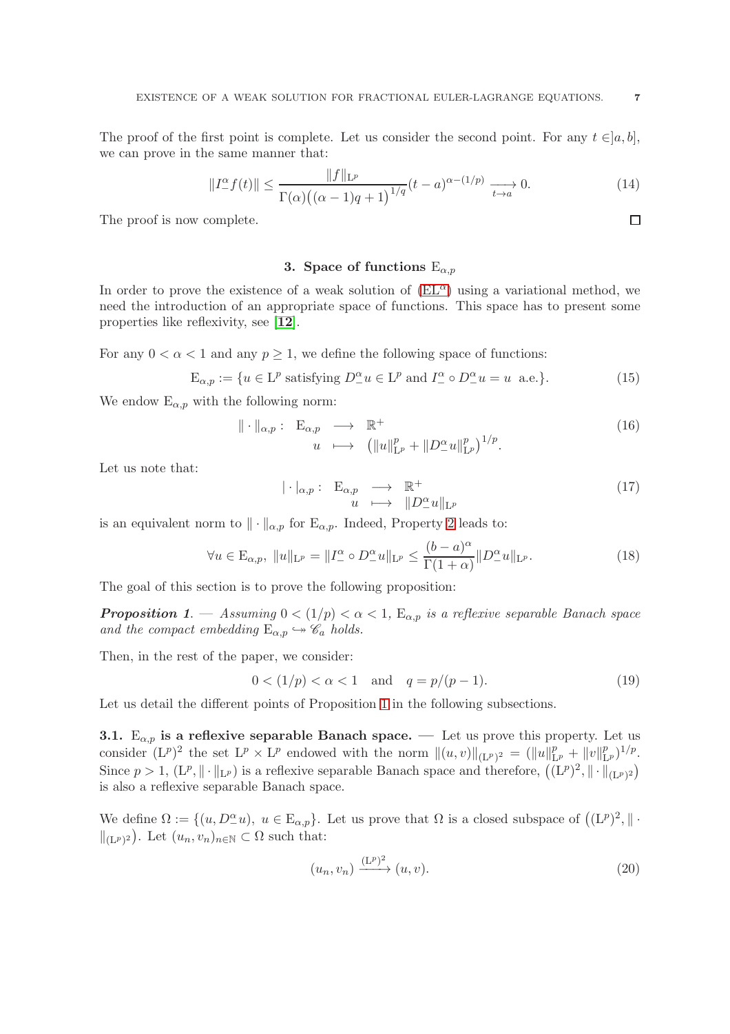The proof of the first point is complete. Let us consider the second point. For any $t \in ]a,b]$, we can prove in the same manner that:

$$\|I^{\alpha}_{-} f(t)\| \leq \frac{\|f\|_{\mathrm{L}^p}}{\Gamma(\alpha)\big((\alpha-1)q+1\big)^{1/q}} (t-a)^{\alpha-(1/p)} \xrightarrow[t \to a]{} 0. \tag{14}$$

The proof is now complete. $\square$

## 3. Space of functions $\mathrm{E}_{\alpha,p}$

In order to prove the existence of a weak solution of (EL$^\alpha$) using a variational method, we need the introduction of an appropriate space of functions. This space has to present some properties like reflexivity, see **[12]**.

For any $0 < \alpha < 1$ and any $p \geq 1$, we define the following space of functions:

$$\mathrm{E}_{\alpha,p} := \{ u \in \mathrm{L}^p \text{ satisfying } D^{\alpha}_{-} u \in \mathrm{L}^p \text{ and } I^{\alpha}_{-} \circ D^{\alpha}_{-} u = u \text{ a.e.} \}. \tag{15}$$

We endow $\mathrm{E}_{\alpha,p}$ with the following norm:

$$\begin{array}{rccc} \| \cdot \|_{\alpha,p} : & \mathrm{E}_{\alpha,p} & \longrightarrow & \mathbb{R}^+ \\ & u & \longmapsto & \big( \|u\|^p_{\mathrm{L}^p} + \|D^{\alpha}_{-} u\|^p_{\mathrm{L}^p} \big)^{1/p}. \end{array} \tag{16}$$

Let us note that:

$$\begin{array}{rccc} | \cdot |_{\alpha,p} : & \mathrm{E}_{\alpha,p} & \longrightarrow & \mathbb{R}^+ \\ & u & \longmapsto & \|D^{\alpha}_{-} u\|_{\mathrm{L}^p} \end{array} \tag{17}$$

is an equivalent norm to $\| \cdot \|_{\alpha,p}$ for $\mathrm{E}_{\alpha,p}$. Indeed, Property 2 leads to:

$$\forall u \in \mathrm{E}_{\alpha,p}, \ \|u\|_{\mathrm{L}^p} = \|I^{\alpha}_{-} \circ D^{\alpha}_{-} u\|_{\mathrm{L}^p} \leq \frac{(b-a)^{\alpha}}{\Gamma(1+\alpha)} \|D^{\alpha}_{-} u\|_{\mathrm{L}^p}. \tag{18}$$

The goal of this section is to prove the following proposition:

***Proposition 1***. — *Assuming $0 < (1/p) < \alpha < 1$, $\mathrm{E}_{\alpha,p}$ is a reflexive separable Banach space and the compact embedding $\mathrm{E}_{\alpha,p} \hookrightarrow\!\!\!\!\rightarrow \mathscr{C}_a$ holds.*

Then, in the rest of the paper, we consider:

$$0 < (1/p) < \alpha < 1 \quad \text{and} \quad q = p/(p-1). \tag{19}$$

Let us detail the different points of Proposition 1 in the following subsections.

**3.1. $\mathrm{E}_{\alpha,p}$ is a reflexive separable Banach space.** — Let us prove this property. Let us consider $(\mathrm{L}^p)^2$ the set $\mathrm{L}^p \times \mathrm{L}^p$ endowed with the norm $\|(u,v)\|_{(\mathrm{L}^p)^2} = (\|u\|^p_{\mathrm{L}^p} + \|v\|^p_{\mathrm{L}^p})^{1/p}$. Since $p > 1$, $(\mathrm{L}^p, \| \cdot \|_{\mathrm{L}^p})$ is a reflexive separable Banach space and therefore, $\big((\mathrm{L}^p)^2, \| \cdot \|_{(\mathrm{L}^p)^2}\big)$ is also a reflexive separable Banach space.

We define $\Omega := \{ (u, D^{\alpha}_{-} u), \ u \in \mathrm{E}_{\alpha,p} \}$. Let us prove that $\Omega$ is a closed subspace of $\big((\mathrm{L}^p)^2, \| \cdot \|_{(\mathrm{L}^p)^2}\big)$. Let $(u_n, v_n)_{n \in \mathbb{N}} \subset \Omega$ such that:

$$(u_n, v_n) \xrightarrow{(\mathrm{L}^p)^2} (u, v). \tag{20}$$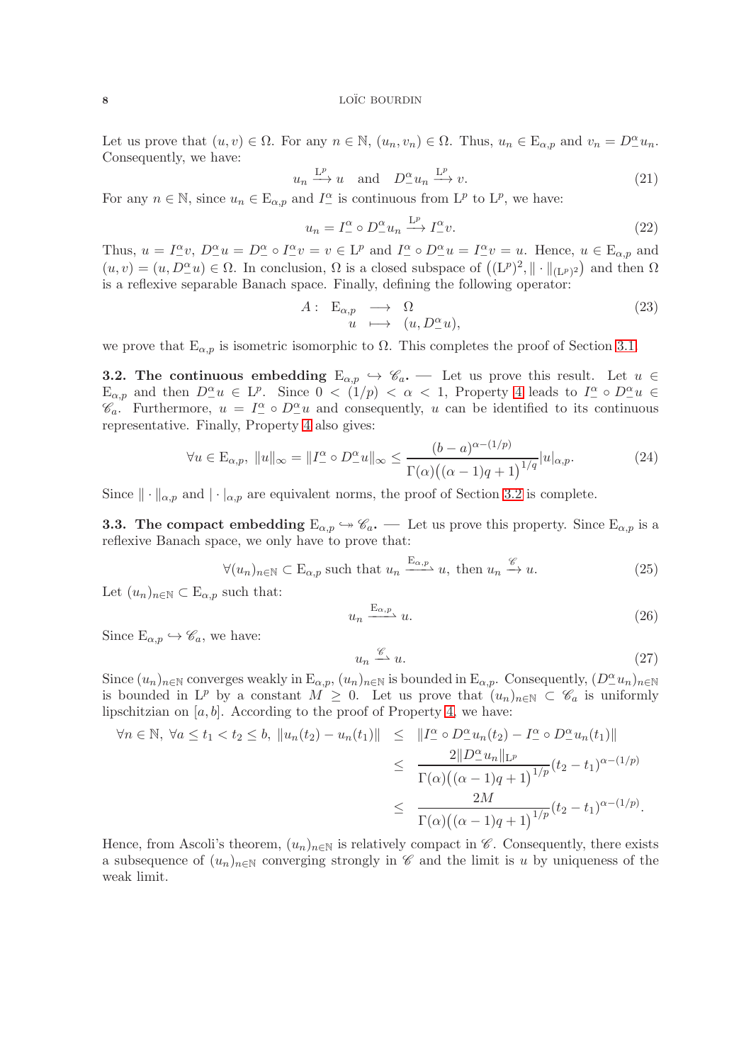Let us prove that $(u,v) \in \Omega$. For any $n \in \mathbb{N}$, $(u_n, v_n) \in \Omega$. Thus, $u_n \in \mathrm{E}_{\alpha,p}$ and $v_n = D^\alpha_- u_n$. Consequently, we have:

$$u_n \xrightarrow{\mathrm{L}^p} u \quad \text{and} \quad D^\alpha_- u_n \xrightarrow{\mathrm{L}^p} v. \tag{21}$$

For any $n \in \mathbb{N}$, since $u_n \in \mathrm{E}_{\alpha,p}$ and $I^\alpha_-$ is continuous from $\mathrm{L}^p$ to $\mathrm{L}^p$, we have:

$$u_n = I^\alpha_- \circ D^\alpha_- u_n \xrightarrow{\mathrm{L}^p} I^\alpha_- v. \tag{22}$$

Thus, $u = I^\alpha_- v$, $D^\alpha_- u = D^\alpha_- \circ I^\alpha_- v = v \in \mathrm{L}^p$ and $I^\alpha_- \circ D^\alpha_- u = I^\alpha_- v = u$. Hence, $u \in \mathrm{E}_{\alpha,p}$ and $(u,v) = (u, D^\alpha_- u) \in \Omega$. In conclusion, $\Omega$ is a closed subspace of $\big((\mathrm{L}^p)^2, \|\cdot\|_{(\mathrm{L}^p)^2}\big)$ and then $\Omega$ is a reflexive separable Banach space. Finally, defining the following operator:

$$A: \begin{array}{ccc} \mathrm{E}_{\alpha,p} & \longrightarrow & \Omega \\ u & \longmapsto & (u, D^\alpha_- u), \end{array} \tag{23}$$

we prove that $\mathrm{E}_{\alpha,p}$ is isometric isomorphic to $\Omega$. This completes the proof of Section 3.1.

**3.2. The continuous embedding $\mathrm{E}_{\alpha,p} \hookrightarrow \mathscr{C}_a$.** — Let us prove this result. Let $u \in \mathrm{E}_{\alpha,p}$ and then $D^\alpha_- u \in \mathrm{L}^p$. Since $0 < (1/p) < \alpha < 1$, Property 4 leads to $I^\alpha_- \circ D^\alpha_- u \in \mathscr{C}_a$. Furthermore, $u = I^\alpha_- \circ D^\alpha_- u$ and consequently, $u$ can be identified to its continuous representative. Finally, Property 4 also gives:

$$\forall u \in \mathrm{E}_{\alpha,p},\ \|u\|_\infty = \|I^\alpha_- \circ D^\alpha_- u\|_\infty \leq \frac{(b-a)^{\alpha-(1/p)}}{\Gamma(\alpha)\big((\alpha-1)q+1\big)^{1/q}} |u|_{\alpha,p}. \tag{24}$$

Since $\|\cdot\|_{\alpha,p}$ and $|\cdot|_{\alpha,p}$ are equivalent norms, the proof of Section 3.2 is complete.

**3.3. The compact embedding $\mathrm{E}_{\alpha,p} \hookrightarrow\!\!\!\!\rightarrow \mathscr{C}_a$.** — Let us prove this property. Since $\mathrm{E}_{\alpha,p}$ is a reflexive Banach space, we only have to prove that:

$$\forall (u_n)_{n\in\mathbb{N}} \subset \mathrm{E}_{\alpha,p} \text{ such that } u_n \xrightharpoonup{\mathrm{E}_{\alpha,p}} u, \text{ then } u_n \xrightarrow{\mathscr{C}} u. \tag{25}$$

Let $(u_n)_{n\in\mathbb{N}} \subset \mathrm{E}_{\alpha,p}$ such that:

$$u_n \xrightharpoonup{\mathrm{E}_{\alpha,p}} u. \tag{26}$$

Since $\mathrm{E}_{\alpha,p} \hookrightarrow \mathscr{C}_a$, we have:

$$u_n \xrightharpoonup{\mathscr{C}} u. \tag{27}$$

Since $(u_n)_{n\in\mathbb{N}}$ converges weakly in $\mathrm{E}_{\alpha,p}$, $(u_n)_{n\in\mathbb{N}}$ is bounded in $\mathrm{E}_{\alpha,p}$. Consequently, $(D^\alpha_- u_n)_{n\in\mathbb{N}}$ is bounded in $\mathrm{L}^p$ by a constant $M \geq 0$. Let us prove that $(u_n)_{n\in\mathbb{N}} \subset \mathscr{C}_a$ is uniformly lipschitzian on $[a,b]$. According to the proof of Property 4, we have:

$$\begin{aligned}
\forall n \in \mathbb{N},\ \forall a \leq t_1 < t_2 \leq b,\ \|u_n(t_2) - u_n(t_1)\| &\leq \|I^\alpha_- \circ D^\alpha_- u_n(t_2) - I^\alpha_- \circ D^\alpha_- u_n(t_1)\| \\
&\leq \frac{2\|D^\alpha_- u_n\|_{\mathrm{L}^p}}{\Gamma(\alpha)\big((\alpha-1)q+1\big)^{1/p}} (t_2 - t_1)^{\alpha-(1/p)} \\
&\leq \frac{2M}{\Gamma(\alpha)\big((\alpha-1)q+1\big)^{1/p}} (t_2 - t_1)^{\alpha-(1/p)}.
\end{aligned}$$

Hence, from Ascoli's theorem, $(u_n)_{n\in\mathbb{N}}$ is relatively compact in $\mathscr{C}$. Consequently, there exists a subsequence of $(u_n)_{n\in\mathbb{N}}$ converging strongly in $\mathscr{C}$ and the limit is $u$ by uniqueness of the weak limit.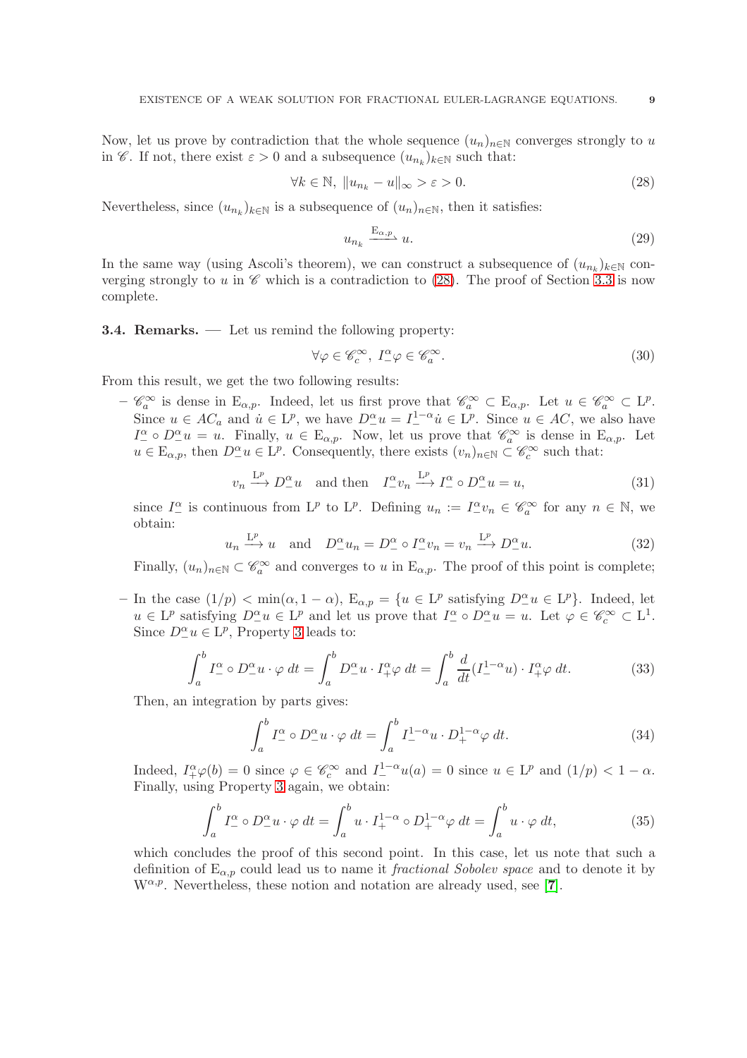Now, let us prove by contradiction that the whole sequence $(u_n)_{n\in\mathbb{N}}$ converges strongly to $u$ in $\mathscr{C}$. If not, there exist $\varepsilon > 0$ and a subsequence $(u_{n_k})_{k\in\mathbb{N}}$ such that:

$$\forall k \in \mathbb{N},\ \|u_{n_k} - u\|_\infty > \varepsilon > 0. \tag{28}$$

Nevertheless, since $(u_{n_k})_{k\in\mathbb{N}}$ is a subsequence of $(u_n)_{n\in\mathbb{N}}$, then it satisfies:

$$u_{n_k} \xrightarrow{\mathrm{E}_{\alpha,p}} u. \tag{29}$$

In the same way (using Ascoli's theorem), we can construct a subsequence of $(u_{n_k})_{k\in\mathbb{N}}$ converging strongly to $u$ in $\mathscr{C}$ which is a contradiction to (28). The proof of Section 3.3 is now complete.

**3.4. Remarks.** — Let us remind the following property:

$$\forall \varphi \in \mathscr{C}^\infty_c,\ I^\alpha_- \varphi \in \mathscr{C}^\infty_a. \tag{30}$$

From this result, we get the two following results:

- $\mathscr{C}^\infty_a$ is dense in $\mathrm{E}_{\alpha,p}$. Indeed, let us first prove that $\mathscr{C}^\infty_a \subset \mathrm{E}_{\alpha,p}$. Let $u \in \mathscr{C}^\infty_a \subset \mathrm{L}^p$. Since $u \in AC_a$ and $\dot{u} \in \mathrm{L}^p$, we have $D^\alpha_- u = I^{1-\alpha}_- \dot{u} \in \mathrm{L}^p$. Since $u \in AC$, we also have $I^\alpha_- \circ D^\alpha_- u = u$. Finally, $u \in \mathrm{E}_{\alpha,p}$. Now, let us prove that $\mathscr{C}^\infty_a$ is dense in $\mathrm{E}_{\alpha,p}$. Let $u \in \mathrm{E}_{\alpha,p}$, then $D^\alpha_- u \in \mathrm{L}^p$. Consequently, there exists $(v_n)_{n\in\mathbb{N}} \subset \mathscr{C}^\infty_c$ such that:

$$v_n \xrightarrow{\mathrm{L}^p} D^\alpha_- u \quad \text{and then} \quad I^\alpha_- v_n \xrightarrow{\mathrm{L}^p} I^\alpha_- \circ D^\alpha_- u = u, \tag{31}$$

  since $I^\alpha_-$ is continuous from $\mathrm{L}^p$ to $\mathrm{L}^p$. Defining $u_n := I^\alpha_- v_n \in \mathscr{C}^\infty_a$ for any $n \in \mathbb{N}$, we obtain:

$$u_n \xrightarrow{\mathrm{L}^p} u \quad \text{and} \quad D^\alpha_- u_n = D^\alpha_- \circ I^\alpha_- v_n = v_n \xrightarrow{\mathrm{L}^p} D^\alpha_- u. \tag{32}$$

  Finally, $(u_n)_{n\in\mathbb{N}} \subset \mathscr{C}^\infty_a$ and converges to $u$ in $\mathrm{E}_{\alpha,p}$. The proof of this point is complete;

- In the case $(1/p) < \min(\alpha, 1-\alpha)$, $\mathrm{E}_{\alpha,p} = \{u \in \mathrm{L}^p \text{ satisfying } D^\alpha_- u \in \mathrm{L}^p\}$. Indeed, let $u \in \mathrm{L}^p$ satisfying $D^\alpha_- u \in \mathrm{L}^p$ and let us prove that $I^\alpha_- \circ D^\alpha_- u = u$. Let $\varphi \in \mathscr{C}^\infty_c \subset \mathrm{L}^1$. Since $D^\alpha_- u \in \mathrm{L}^p$, Property 3 leads to:

$$\int_a^b I^\alpha_- \circ D^\alpha_- u \cdot \varphi \; dt = \int_a^b D^\alpha_- u \cdot I^\alpha_+ \varphi \; dt = \int_a^b \frac{d}{dt}(I^{1-\alpha}_- u) \cdot I^\alpha_+ \varphi \; dt. \tag{33}$$

  Then, an integration by parts gives:

$$\int_a^b I^\alpha_- \circ D^\alpha_- u \cdot \varphi \; dt = \int_a^b I^{1-\alpha}_- u \cdot D^{1-\alpha}_+ \varphi \; dt. \tag{34}$$

  Indeed, $I^\alpha_+ \varphi(b) = 0$ since $\varphi \in \mathscr{C}^\infty_c$ and $I^{1-\alpha}_- u(a) = 0$ since $u \in \mathrm{L}^p$ and $(1/p) < 1-\alpha$. Finally, using Property 3 again, we obtain:

$$\int_a^b I^\alpha_- \circ D^\alpha_- u \cdot \varphi \; dt = \int_a^b u \cdot I^{1-\alpha}_+ \circ D^{1-\alpha}_+ \varphi \; dt = \int_a^b u \cdot \varphi \; dt, \tag{35}$$

  which concludes the proof of this second point. In this case, let us note that such a definition of $\mathrm{E}_{\alpha,p}$ could lead us to name it *fractional Sobolev space* and to denote it by $\mathrm{W}^{\alpha,p}$. Nevertheless, these notion and notation are already used, see [7].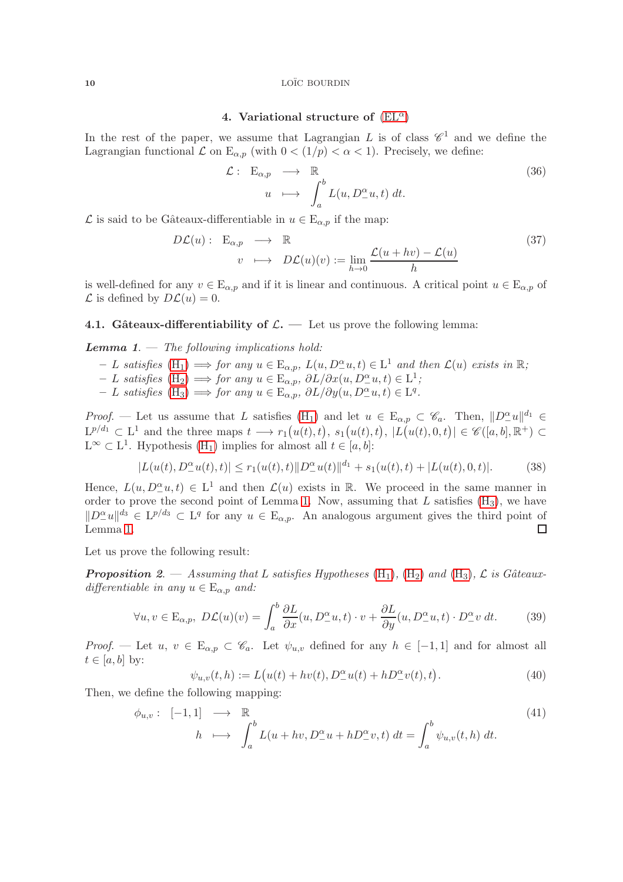## 4. Variational structure of (EL$^\alpha$)

In the rest of the paper, we assume that Lagrangian $L$ is of class $\mathscr{C}^1$ and we define the Lagrangian functional $\mathcal{L}$ on $\mathrm{E}_{\alpha,p}$ (with $0 < (1/p) < \alpha < 1$). Precisely, we define:

$$\begin{array}{rccl} \mathcal{L}: & \mathrm{E}_{\alpha,p} & \longrightarrow & \mathbb{R} \\ & u & \longmapsto & \displaystyle\int_a^b L(u, D^\alpha_- u, t)\, dt. \end{array} \tag{36}$$

$\mathcal{L}$ is said to be Gâteaux-differentiable in $u \in \mathrm{E}_{\alpha,p}$ if the map:

$$\begin{array}{rccl} D\mathcal{L}(u): & \mathrm{E}_{\alpha,p} & \longrightarrow & \mathbb{R} \\ & v & \longmapsto & D\mathcal{L}(u)(v) := \displaystyle\lim_{h \to 0} \frac{\mathcal{L}(u+hv) - \mathcal{L}(u)}{h} \end{array} \tag{37}$$

is well-defined for any $v \in \mathrm{E}_{\alpha,p}$ and if it is linear and continuous. A critical point $u \in \mathrm{E}_{\alpha,p}$ of $\mathcal{L}$ is defined by $D\mathcal{L}(u) = 0$.

### 4.1. Gâteaux-differentiability of $\mathcal{L}$.

— Let us prove the following lemma:

***Lemma 1.*** — *The following implications hold:*

- *$L$ satisfies (H$_1$) $\Longrightarrow$ for any $u \in \mathrm{E}_{\alpha,p}$, $L(u, D^\alpha_- u, t) \in \mathrm{L}^1$ and then $\mathcal{L}(u)$ exists in $\mathbb{R}$;*
- *$L$ satisfies (H$_2$) $\Longrightarrow$ for any $u \in \mathrm{E}_{\alpha,p}$, $\partial L / \partial x (u, D^\alpha_- u, t) \in \mathrm{L}^1$;*
- *$L$ satisfies (H$_3$) $\Longrightarrow$ for any $u \in \mathrm{E}_{\alpha,p}$, $\partial L / \partial y (u, D^\alpha_- u, t) \in \mathrm{L}^q$.*

*Proof.* — Let us assume that $L$ satisfies (H$_1$) and let $u \in \mathrm{E}_{\alpha,p} \subset \mathscr{C}_a$. Then, $\| D^\alpha_- u \|^{d_1} \in \mathrm{L}^{p/d_1} \subset \mathrm{L}^1$ and the three maps $t \longrightarrow r_1\big(u(t), t\big)$, $s_1\big(u(t), t\big)$, $|L\big(u(t), 0, t\big)| \in \mathscr{C}([a,b], \mathbb{R}^+) \subset \mathrm{L}^\infty \subset \mathrm{L}^1$. Hypothesis (H$_1$) implies for almost all $t \in [a,b]$:

$$|L(u(t), D^\alpha_- u(t), t)| \leq r_1(u(t), t) \| D^\alpha_- u(t) \|^{d_1} + s_1(u(t), t) + |L(u(t), 0, t)|. \tag{38}$$

Hence, $L(u, D^\alpha_- u, t) \in \mathrm{L}^1$ and then $\mathcal{L}(u)$ exists in $\mathbb{R}$. We proceed in the same manner in order to prove the second point of Lemma 1. Now, assuming that $L$ satisfies (H$_3$), we have $\| D^\alpha_- u \|^{d_3} \in \mathrm{L}^{p/d_3} \subset \mathrm{L}^q$ for any $u \in \mathrm{E}_{\alpha,p}$. An analogous argument gives the third point of Lemma 1. $\square$

Let us prove the following result:

***Proposition 2.*** — *Assuming that $L$ satisfies Hypotheses (H$_1$), (H$_2$) and (H$_3$), $\mathcal{L}$ is Gâteaux-differentiable in any $u \in \mathrm{E}_{\alpha,p}$ and:*

$$\forall u, v \in \mathrm{E}_{\alpha,p},\ D\mathcal{L}(u)(v) = \int_a^b \frac{\partial L}{\partial x}(u, D^\alpha_- u, t) \cdot v + \frac{\partial L}{\partial y}(u, D^\alpha_- u, t) \cdot D^\alpha_- v \, dt. \tag{39}$$

*Proof.* — Let $u$, $v \in \mathrm{E}_{\alpha,p} \subset \mathscr{C}_a$. Let $\psi_{u,v}$ defined for any $h \in [-1,1]$ and for almost all $t \in [a,b]$ by:

$$\psi_{u,v}(t,h) := L\big(u(t) + hv(t), D^\alpha_- u(t) + h D^\alpha_- v(t), t\big). \tag{40}$$

Then, we define the following mapping:

$$\begin{array}{rccl} \phi_{u,v}: & [-1,1] & \longrightarrow & \mathbb{R} \\ & h & \longmapsto & \displaystyle\int_a^b L(u+hv, D^\alpha_- u + h D^\alpha_- v, t)\, dt = \int_a^b \psi_{u,v}(t,h)\, dt. \end{array} \tag{41}$$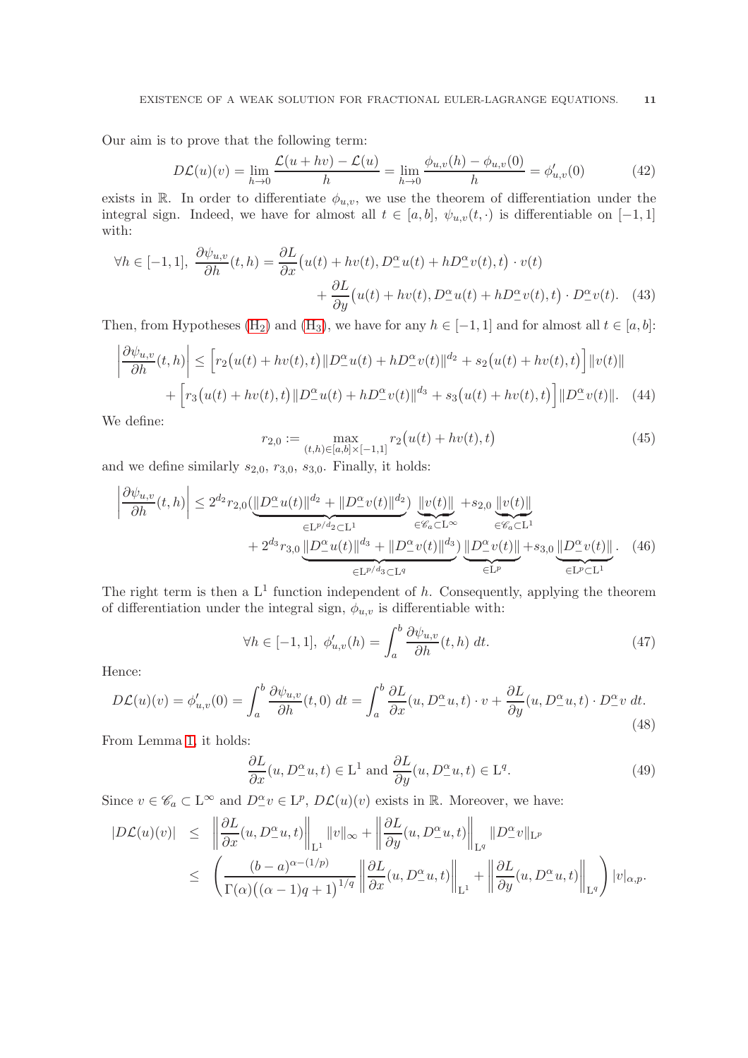Our aim is to prove that the following term:

$$DL(u)(v) = \lim_{h\to 0} \frac{\mathcal{L}(u+hv)-\mathcal{L}(u)}{h} = \lim_{h\to 0} \frac{\phi_{u,v}(h)-\phi_{u,v}(0)}{h} = \phi'_{u,v}(0) \tag{42}$$

exists in $\mathbb{R}$. In order to differentiate $\phi_{u,v}$, we use the theorem of differentiation under the integral sign. Indeed, we have for almost all $t \in [a,b]$, $\psi_{u,v}(t,\cdot)$ is differentiable on $[-1,1]$ with:

$$\forall h \in [-1,1],\ \frac{\partial \psi_{u,v}}{\partial h}(t,h) = \frac{\partial L}{\partial x}\big(u(t)+hv(t), D^\alpha_- u(t) + hD^\alpha_- v(t), t\big)\cdot v(t) + \frac{\partial L}{\partial y}\big(u(t)+hv(t), D^\alpha_- u(t) + hD^\alpha_- v(t), t\big)\cdot D^\alpha_- v(t). \tag{43}$$

Then, from Hypotheses ($\mathrm{H}_2$) and ($\mathrm{H}_3$), we have for any $h \in [-1,1]$ and for almost all $t \in [a,b]$:

$$\left|\frac{\partial \psi_{u,v}}{\partial h}(t,h)\right| \leq \Big[r_2\big(u(t)+hv(t),t\big)\|D^\alpha_- u(t) + hD^\alpha_- v(t)\|^{d_2} + s_2\big(u(t)+hv(t),t\big)\Big]\|v(t)\| + \Big[r_3\big(u(t)+hv(t),t\big)\|D^\alpha_- u(t) + hD^\alpha_- v(t)\|^{d_3} + s_3\big(u(t)+hv(t),t\big)\Big]\|D^\alpha_- v(t)\|. \tag{44}$$

We define:

$$r_{2,0} := \max_{(t,h)\in[a,b]\times[-1,1]} r_2\big(u(t)+hv(t),t\big) \tag{45}$$

and we define similarly $s_{2,0}$, $r_{3,0}$, $s_{3,0}$. Finally, it holds:

$$\left|\frac{\partial \psi_{u,v}}{\partial h}(t,h)\right| \leq 2^{d_2} r_{2,0} \underbrace{\big(\|D^\alpha_- u(t)\|^{d_2} + \|D^\alpha_- v(t)\|^{d_2}\big)}_{\in \mathrm{L}^{p/d_2}\subset \mathrm{L}^1} \underbrace{\|v(t)\|}_{\in \mathscr{C}_a \subset \mathrm{L}^\infty} + s_{2,0} \underbrace{\|v(t)\|}_{\in \mathscr{C}_a \subset \mathrm{L}^1} + 2^{d_3} r_{3,0} \underbrace{\|D^\alpha_- u(t)\|^{d_3} + \|D^\alpha_- v(t)\|^{d_3}\big)}_{\in \mathrm{L}^{p/d_3}\subset \mathrm{L}^q} \underbrace{\|D^\alpha_- v(t)\|}_{\in \mathrm{L}^p} + s_{3,0} \underbrace{\|D^\alpha_- v(t)\|}_{\in \mathrm{L}^p \subset \mathrm{L}^1}. \tag{46}$$

The right term is then a $\mathrm{L}^1$ function independent of $h$. Consequently, applying the theorem of differentiation under the integral sign, $\phi_{u,v}$ is differentiable with:

$$\forall h \in [-1,1],\ \phi'_{u,v}(h) = \int_a^b \frac{\partial \psi_{u,v}}{\partial h}(t,h)\, dt. \tag{47}$$

Hence:

$$DL(u)(v) = \phi'_{u,v}(0) = \int_a^b \frac{\partial \psi_{u,v}}{\partial h}(t,0)\, dt = \int_a^b \frac{\partial L}{\partial x}(u, D^\alpha_- u, t)\cdot v + \frac{\partial L}{\partial y}(u, D^\alpha_- u, t)\cdot D^\alpha_- v\, dt. \tag{48}$$

From Lemma 1, it holds:

$$\frac{\partial L}{\partial x}(u, D^\alpha_- u, t) \in \mathrm{L}^1 \text{ and } \frac{\partial L}{\partial y}(u, D^\alpha_- u, t) \in \mathrm{L}^q. \tag{49}$$

Since $v \in \mathscr{C}_a \subset \mathrm{L}^\infty$ and $D^\alpha_- v \in \mathrm{L}^p$, $DL(u)(v)$ exists in $\mathbb{R}$. Moreover, we have:

$$\begin{aligned} |DL(u)(v)| &\leq \left\|\frac{\partial L}{\partial x}(u, D^\alpha_- u, t)\right\|_{\mathrm{L}^1} \|v\|_\infty + \left\|\frac{\partial L}{\partial y}(u, D^\alpha_- u, t)\right\|_{\mathrm{L}^q} \|D^\alpha_- v\|_{\mathrm{L}^p} \\ &\leq \left(\frac{(b-a)^{\alpha-(1/p)}}{\Gamma(\alpha)\big((\alpha-1)q+1\big)^{1/q}} \left\|\frac{\partial L}{\partial x}(u, D^\alpha_- u, t)\right\|_{\mathrm{L}^1} + \left\|\frac{\partial L}{\partial y}(u, D^\alpha_- u, t)\right\|_{\mathrm{L}^q}\right) |v|_{\alpha,p}. \end{aligned}$$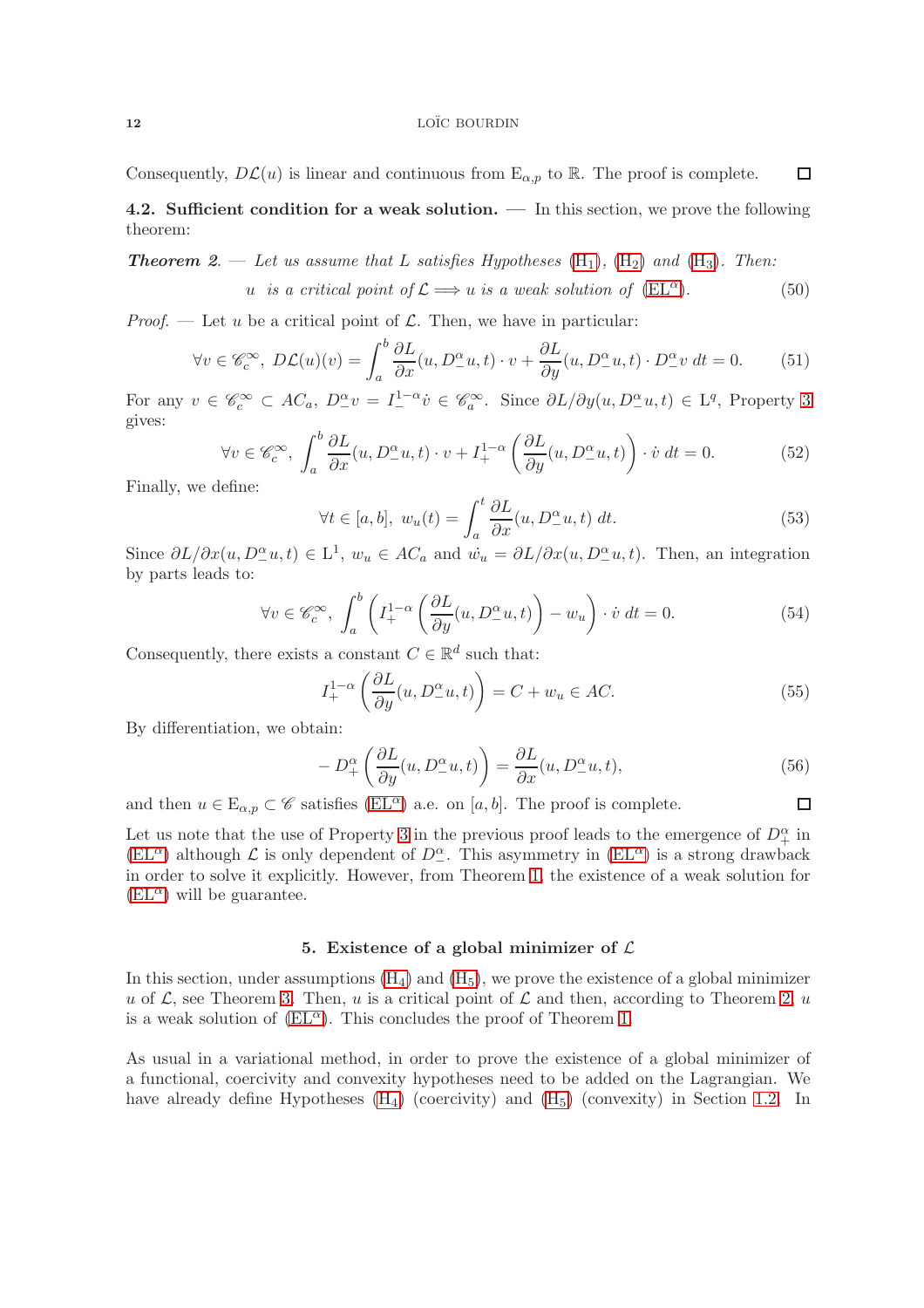Consequently, $D\mathcal{L}(u)$ is linear and continuous from $\mathrm{E}_{\alpha,p}$ to $\mathbb{R}$. The proof is complete. ☐

**4.2. Sufficient condition for a weak solution.** — In this section, we prove the following theorem:

***Theorem 2.*** — *Let us assume that $L$ satisfies Hypotheses* ($\mathrm{H}_1$), ($\mathrm{H}_2$) *and* ($\mathrm{H}_3$). *Then:*

$$u \text{ is a critical point of } \mathcal{L} \Longrightarrow u \text{ is a weak solution of } (\mathrm{EL}^\alpha). \tag{50}$$

*Proof.* — Let $u$ be a critical point of $\mathcal{L}$. Then, we have in particular:

$$\forall v \in \mathscr{C}_c^\infty,\ D\mathcal{L}(u)(v) = \int_a^b \frac{\partial L}{\partial x}(u, D_-^\alpha u, t) \cdot v + \frac{\partial L}{\partial y}(u, D_-^\alpha u, t) \cdot D_-^\alpha v \; dt = 0. \tag{51}$$

For any $v \in \mathscr{C}_c^\infty \subset AC_a$, $D_-^\alpha v = I_-^{1-\alpha} \dot{v} \in \mathscr{C}_a^\infty$. Since $\partial L / \partial y(u, D_-^\alpha u, t) \in \mathrm{L}^q$, Property 3 gives:

$$\forall v \in \mathscr{C}_c^\infty,\ \int_a^b \frac{\partial L}{\partial x}(u, D_-^\alpha u, t) \cdot v + I_+^{1-\alpha}\left(\frac{\partial L}{\partial y}(u, D_-^\alpha u, t)\right) \cdot \dot{v} \; dt = 0. \tag{52}$$

Finally, we define:

$$\forall t \in [a,b],\ w_u(t) = \int_a^t \frac{\partial L}{\partial x}(u, D_-^\alpha u, t) \; dt. \tag{53}$$

Since $\partial L / \partial x(u, D_-^\alpha u, t) \in \mathrm{L}^1$, $w_u \in AC_a$ and $\dot{w_u} = \partial L / \partial x(u, D_-^\alpha u, t)$. Then, an integration by parts leads to:

$$\forall v \in \mathscr{C}_c^\infty,\ \int_a^b \left( I_+^{1-\alpha}\left(\frac{\partial L}{\partial y}(u, D_-^\alpha u, t)\right) - w_u \right) \cdot \dot{v} \; dt = 0. \tag{54}$$

Consequently, there exists a constant $C \in \mathbb{R}^d$ such that:

$$I_+^{1-\alpha}\left(\frac{\partial L}{\partial y}(u, D_-^\alpha u, t)\right) = C + w_u \in AC. \tag{55}$$

By differentiation, we obtain:

$$-D_+^\alpha\left(\frac{\partial L}{\partial y}(u, D_-^\alpha u, t)\right) = \frac{\partial L}{\partial x}(u, D_-^\alpha u, t), \tag{56}$$

and then $u \in \mathrm{E}_{\alpha,p} \subset \mathscr{C}$ satisfies ($\mathrm{EL}^\alpha$) a.e. on $[a,b]$. The proof is complete. ☐

Let us note that the use of Property 3 in the previous proof leads to the emergence of $D_+^\alpha$ in ($\mathrm{EL}^\alpha$) although $\mathcal{L}$ is only dependent of $D_-^\alpha$. This asymmetry in ($\mathrm{EL}^\alpha$) is a strong drawback in order to solve it explicitly. However, from Theorem 1, the existence of a weak solution for ($\mathrm{EL}^\alpha$) will be guarantee.

## 5. Existence of a global minimizer of $\mathcal{L}$

In this section, under assumptions ($\mathrm{H}_4$) and ($\mathrm{H}_5$), we prove the existence of a global minimizer $u$ of $\mathcal{L}$, see Theorem 3. Then, $u$ is a critical point of $\mathcal{L}$ and then, according to Theorem 2, $u$ is a weak solution of ($\mathrm{EL}^\alpha$). This concludes the proof of Theorem 1.

As usual in a variational method, in order to prove the existence of a global minimizer of a functional, coercivity and convexity hypotheses need to be added on the Lagrangian. We have already define Hypotheses ($\mathrm{H}_4$) (coercivity) and ($\mathrm{H}_5$) (convexity) in Section 1.2. In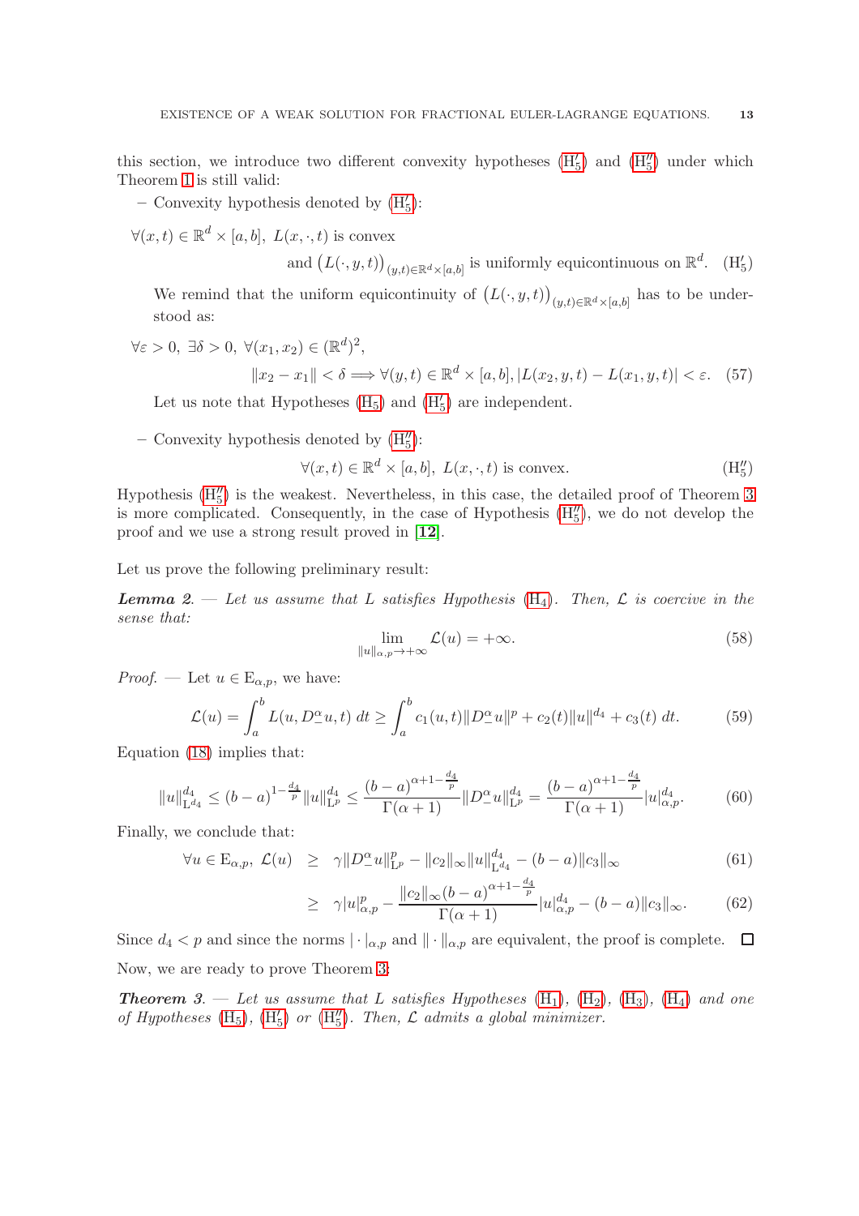this section, we introduce two different convexity hypotheses ($\mathrm{H}_5'$) and ($\mathrm{H}_5''$) under which Theorem 1 is still valid:

– Convexity hypothesis denoted by ($\mathrm{H}_5'$):

$$\forall (x,t) \in \mathbb{R}^d \times [a,b],\ L(x,\cdot,t) \text{ is convex}$$
$$\text{and } \big(L(\cdot,y,t)\big)_{(y,t)\in\mathbb{R}^d\times[a,b]} \text{ is uniformly equicontinuous on } \mathbb{R}^d. \quad (\mathrm{H}_5')$$

We remind that the uniform equicontinuity of $\big(L(\cdot,y,t)\big)_{(y,t)\in\mathbb{R}^d\times[a,b]}$ has to be understood as:

$$\forall \varepsilon > 0,\ \exists \delta > 0,\ \forall (x_1,x_2) \in (\mathbb{R}^d)^2,$$
$$\|x_2 - x_1\| < \delta \Longrightarrow \forall (y,t) \in \mathbb{R}^d \times [a,b], |L(x_2,y,t) - L(x_1,y,t)| < \varepsilon. \quad (57)$$

Let us note that Hypotheses ($\mathrm{H}_5$) and ($\mathrm{H}_5'$) are independent.

– Convexity hypothesis denoted by ($\mathrm{H}_5''$):

$$\forall (x,t) \in \mathbb{R}^d \times [a,b],\ L(x,\cdot,t) \text{ is convex.} \quad (\mathrm{H}_5'')$$

Hypothesis ($\mathrm{H}_5''$) is the weakest. Nevertheless, in this case, the detailed proof of Theorem 3 is more complicated. Consequently, in the case of Hypothesis ($\mathrm{H}_5''$), we do not develop the proof and we use a strong result proved in [**12**].

Let us prove the following preliminary result:

***Lemma 2.*** — *Let us assume that $L$ satisfies Hypothesis* ($\mathrm{H}_4$)*. Then, $\mathcal{L}$ is coercive in the sense that:*

$$\lim_{\|u\|_{\alpha,p}\to+\infty} \mathcal{L}(u) = +\infty. \quad (58)$$

*Proof.* — Let $u \in \mathrm{E}_{\alpha,p}$, we have:

$$\mathcal{L}(u) = \int_a^b L(u, D_-^\alpha u, t)\, dt \geq \int_a^b c_1(u,t)\|D_-^\alpha u\|^p + c_2(t)\|u\|^{d_4} + c_3(t)\, dt. \quad (59)$$

Equation (18) implies that:

$$\|u\|_{\mathrm{L}^{d_4}}^{d_4} \leq (b-a)^{1-\frac{d_4}{p}} \|u\|_{\mathrm{L}^p}^{d_4} \leq \frac{(b-a)^{\alpha+1-\frac{d_4}{p}}}{\Gamma(\alpha+1)} \|D_-^\alpha u\|_{\mathrm{L}^p}^{d_4} = \frac{(b-a)^{\alpha+1-\frac{d_4}{p}}}{\Gamma(\alpha+1)} |u|_{\alpha,p}^{d_4}. \quad (60)$$

Finally, we conclude that:

$$\forall u \in \mathrm{E}_{\alpha,p},\ \mathcal{L}(u) \ \geq\ \gamma \|D_-^\alpha u\|_{\mathrm{L}^p}^p - \|c_2\|_\infty \|u\|_{\mathrm{L}^{d_4}}^{d_4} - (b-a)\|c_3\|_\infty \quad (61)$$

$$\geq\ \gamma |u|_{\alpha,p}^p - \frac{\|c_2\|_\infty (b-a)^{\alpha+1-\frac{d_4}{p}}}{\Gamma(\alpha+1)} |u|_{\alpha,p}^{d_4} - (b-a)\|c_3\|_\infty. \quad (62)$$

Since $d_4 < p$ and since the norms $|\cdot|_{\alpha,p}$ and $\|\cdot\|_{\alpha,p}$ are equivalent, the proof is complete. ☐

Now, we are ready to prove Theorem 3:

***Theorem 3.*** — *Let us assume that $L$ satisfies Hypotheses* ($\mathrm{H}_1$)*,* ($\mathrm{H}_2$)*,* ($\mathrm{H}_3$)*,* ($\mathrm{H}_4$) *and one of Hypotheses* ($\mathrm{H}_5$)*,* ($\mathrm{H}_5'$) *or* ($\mathrm{H}_5''$)*. Then, $\mathcal{L}$ admits a global minimizer.*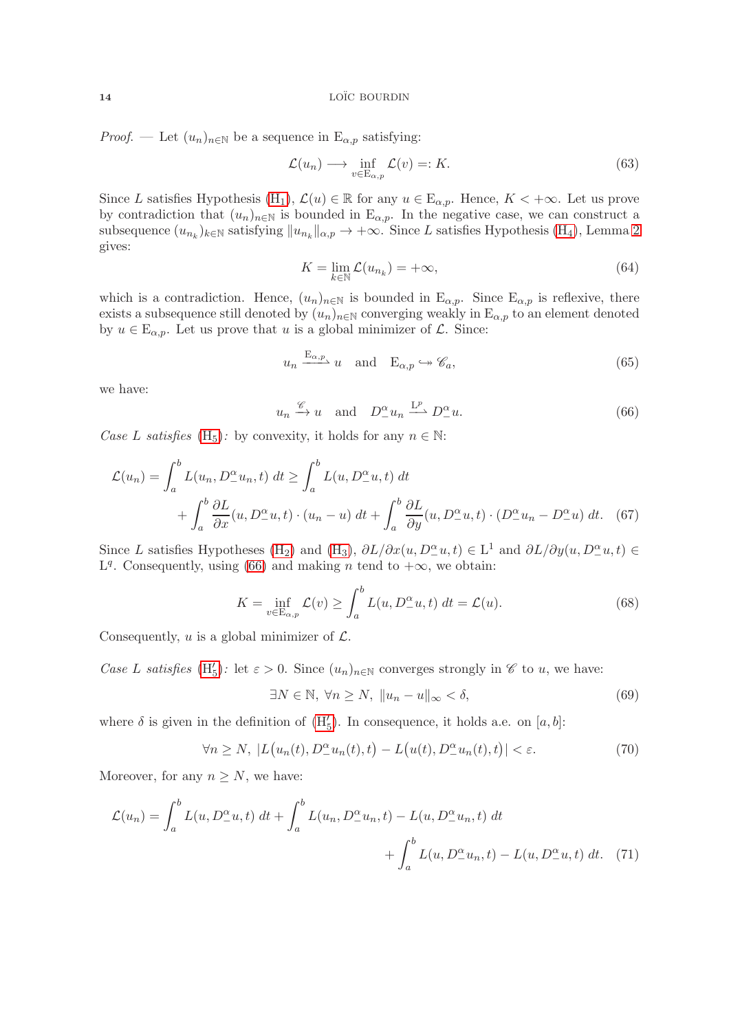*Proof.* — Let $(u_n)_{n\in\mathbb{N}}$ be a sequence in $\mathrm{E}_{\alpha,p}$ satisfying:

$$\mathcal{L}(u_n) \longrightarrow \inf_{v\in\mathrm{E}_{\alpha,p}} \mathcal{L}(v) =: K. \tag{63}$$

Since $L$ satisfies Hypothesis ($\mathrm{H}_1$), $\mathcal{L}(u) \in \mathbb{R}$ for any $u \in \mathrm{E}_{\alpha,p}$. Hence, $K < +\infty$. Let us prove by contradiction that $(u_n)_{n\in\mathbb{N}}$ is bounded in $\mathrm{E}_{\alpha,p}$. In the negative case, we can construct a subsequence $(u_{n_k})_{k\in\mathbb{N}}$ satisfying $\|u_{n_k}\|_{\alpha,p} \to +\infty$. Since $L$ satisfies Hypothesis ($\mathrm{H}_4$), Lemma 2 gives:

$$K = \lim_{k\in\mathbb{N}} \mathcal{L}(u_{n_k}) = +\infty, \tag{64}$$

which is a contradiction. Hence, $(u_n)_{n\in\mathbb{N}}$ is bounded in $\mathrm{E}_{\alpha,p}$. Since $\mathrm{E}_{\alpha,p}$ is reflexive, there exists a subsequence still denoted by $(u_n)_{n\in\mathbb{N}}$ converging weakly in $\mathrm{E}_{\alpha,p}$ to an element denoted by $u \in \mathrm{E}_{\alpha,p}$. Let us prove that $u$ is a global minimizer of $\mathcal{L}$. Since:

$$u_n \xrightarrow{\mathrm{E}_{\alpha,p}} u \quad \text{and} \quad \mathrm{E}_{\alpha,p} \hookrightarrow\!\!\!\!\rightarrow \mathscr{C}_a, \tag{65}$$

we have:

$$u_n \xrightarrow{\mathscr{C}} u \quad \text{and} \quad D^\alpha_- u_n \xrightarrow{\mathrm{L}^p} D^\alpha_- u. \tag{66}$$

*Case $L$ satisfies* ($\mathrm{H}_5$)*:* by convexity, it holds for any $n \in \mathbb{N}$:

$$\mathcal{L}(u_n) = \int_a^b L(u_n, D^\alpha_- u_n, t)\, dt \geq \int_a^b L(u, D^\alpha_- u, t)\, dt \\ + \int_a^b \frac{\partial L}{\partial x}(u, D^\alpha_- u, t) \cdot (u_n - u)\, dt + \int_a^b \frac{\partial L}{\partial y}(u, D^\alpha_- u, t) \cdot (D^\alpha_- u_n - D^\alpha_- u)\, dt. \tag{67}$$

Since $L$ satisfies Hypotheses ($\mathrm{H}_2$) and ($\mathrm{H}_3$), $\partial L/\partial x(u, D^\alpha_- u, t) \in \mathrm{L}^1$ and $\partial L/\partial y(u, D^\alpha_- u, t) \in \mathrm{L}^q$. Consequently, using (66) and making $n$ tend to $+\infty$, we obtain:

$$K = \inf_{v\in\mathrm{E}_{\alpha,p}} \mathcal{L}(v) \geq \int_a^b L(u, D^\alpha_- u, t)\, dt = \mathcal{L}(u). \tag{68}$$

Consequently, $u$ is a global minimizer of $\mathcal{L}$.

*Case $L$ satisfies* ($\mathrm{H}'_5$)*:* let $\varepsilon > 0$. Since $(u_n)_{n\in\mathbb{N}}$ converges strongly in $\mathscr{C}$ to $u$, we have:

$$\exists N \in \mathbb{N},\ \forall n \geq N,\ \|u_n - u\|_\infty < \delta, \tag{69}$$

where $\delta$ is given in the definition of ($\mathrm{H}'_5$). In consequence, it holds a.e. on $[a,b]$:

$$\forall n \geq N,\ |L\big(u_n(t), D^\alpha_- u_n(t), t\big) - L\big(u(t), D^\alpha_- u_n(t), t\big)| < \varepsilon. \tag{70}$$

Moreover, for any $n \geq N$, we have:

$$\mathcal{L}(u_n) = \int_a^b L(u, D^\alpha_- u, t)\, dt + \int_a^b L(u_n, D^\alpha_- u_n, t) - L(u, D^\alpha_- u_n, t)\, dt \\ + \int_a^b L(u, D^\alpha_- u_n, t) - L(u, D^\alpha_- u, t)\, dt. \tag{71}$$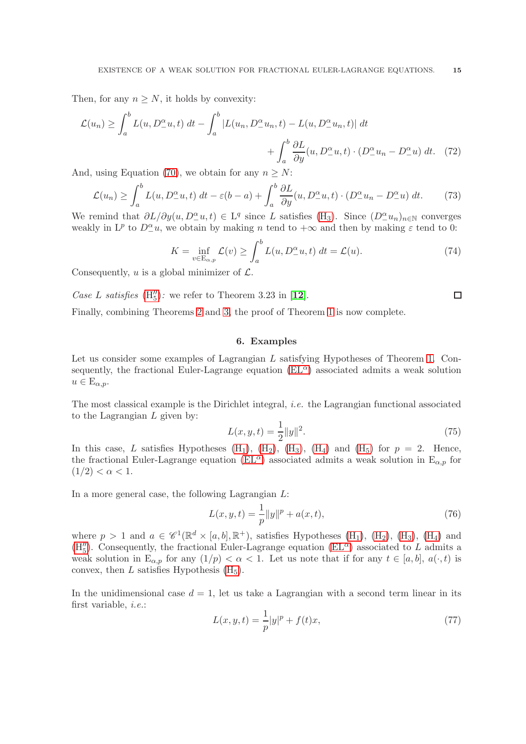Then, for any $n \geq N$, it holds by convexity:

$$\mathcal{L}(u_n) \geq \int_a^b L(u, D_-^\alpha u, t)\, dt - \int_a^b |L(u_n, D_-^\alpha u_n, t) - L(u, D_-^\alpha u_n, t)|\, dt + \int_a^b \frac{\partial L}{\partial y}(u, D_-^\alpha u, t) \cdot (D_-^\alpha u_n - D_-^\alpha u)\, dt. \tag{72}$$

And, using Equation (70), we obtain for any $n \geq N$:

$$\mathcal{L}(u_n) \geq \int_a^b L(u, D_-^\alpha u, t)\, dt - \varepsilon(b-a) + \int_a^b \frac{\partial L}{\partial y}(u, D_-^\alpha u, t) \cdot (D_-^\alpha u_n - D_-^\alpha u)\, dt. \tag{73}$$

We remind that $\partial L / \partial y(u, D_-^\alpha u, t) \in \mathrm{L}^q$ since $L$ satisfies ($\mathrm{H}_3$). Since $(D_-^\alpha u_n)_{n\in\mathbb{N}}$ converges weakly in $\mathrm{L}^p$ to $D_-^\alpha u$, we obtain by making $n$ tend to $+\infty$ and then by making $\varepsilon$ tend to 0:

$$K = \inf_{v \in \mathrm{E}_{\alpha,p}} \mathcal{L}(v) \geq \int_a^b L(u, D_-^\alpha u, t)\, dt = \mathcal{L}(u). \tag{74}$$

Consequently, $u$ is a global minimizer of $\mathcal{L}$.

*Case $L$ satisfies* ($\mathrm{H}_5''$)*:* we refer to Theorem 3.23 in [**12**]. ∎

Finally, combining Theorems 2 and 3, the proof of Theorem 1 is now complete.

## 6. Examples

Let us consider some examples of Lagrangian $L$ satisfying Hypotheses of Theorem 1. Consequently, the fractional Euler-Lagrange equation ($\mathrm{EL}^\alpha$) associated admits a weak solution $u \in \mathrm{E}_{\alpha,p}$.

The most classical example is the Dirichlet integral, *i.e.* the Lagrangian functional associated to the Lagrangian $L$ given by:

$$L(x, y, t) = \frac{1}{2}\|y\|^2. \tag{75}$$

In this case, $L$ satisfies Hypotheses ($\mathrm{H}_1$), ($\mathrm{H}_2$), ($\mathrm{H}_3$), ($\mathrm{H}_4$) and ($\mathrm{H}_5$) for $p = 2$. Hence, the fractional Euler-Lagrange equation ($\mathrm{EL}^\alpha$) associated admits a weak solution in $\mathrm{E}_{\alpha,p}$ for $(1/2) < \alpha < 1$.

In a more general case, the following Lagrangian $L$:

$$L(x, y, t) = \frac{1}{p}\|y\|^p + a(x, t), \tag{76}$$

where $p > 1$ and $a \in \mathscr{C}^1(\mathbb{R}^d \times [a,b], \mathbb{R}^+)$, satisfies Hypotheses ($\mathrm{H}_1$), ($\mathrm{H}_2$), ($\mathrm{H}_3$), ($\mathrm{H}_4$) and ($\mathrm{H}_5''$). Consequently, the fractional Euler-Lagrange equation ($\mathrm{EL}^\alpha$) associated to $L$ admits a weak solution in $\mathrm{E}_{\alpha,p}$ for any $(1/p) < \alpha < 1$. Let us note that if for any $t \in [a,b]$, $a(\cdot, t)$ is convex, then $L$ satisfies Hypothesis ($\mathrm{H}_5$).

In the unidimensional case $d = 1$, let us take a Lagrangian with a second term linear in its first variable, *i.e.*:

$$L(x, y, t) = \frac{1}{p}|y|^p + f(t)x, \tag{77}$$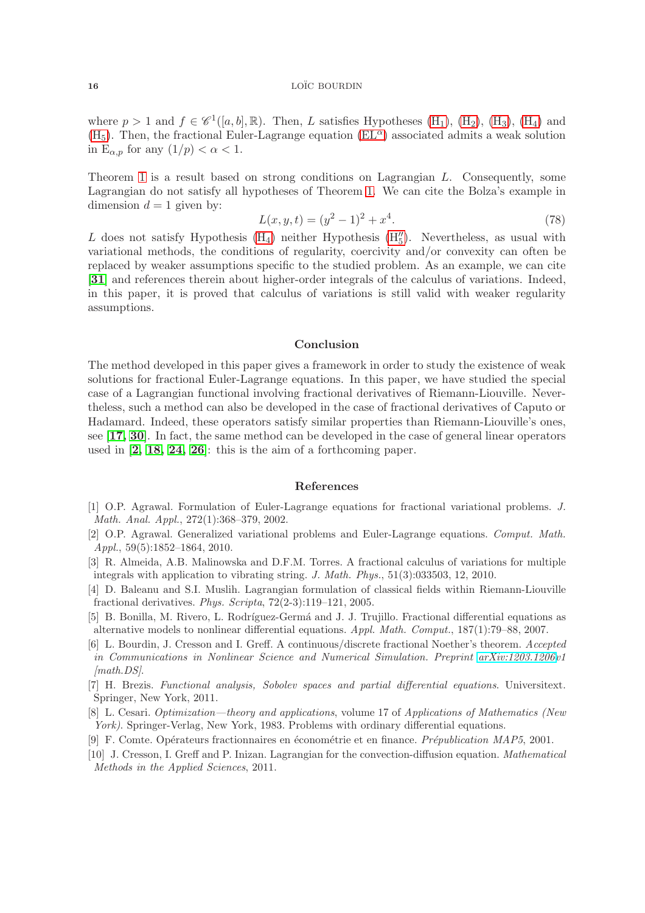where $p > 1$ and $f \in \mathscr{C}^1([a,b],\mathbb{R})$. Then, $L$ satisfies Hypotheses ($\mathrm{H}_1$), ($\mathrm{H}_2$), ($\mathrm{H}_3$), ($\mathrm{H}_4$) and ($\mathrm{H}_5$). Then, the fractional Euler-Lagrange equation ($\mathrm{EL}^\alpha$) associated admits a weak solution in $\mathrm{E}_{\alpha,p}$ for any $(1/p) < \alpha < 1$.

Theorem 1 is a result based on strong conditions on Lagrangian $L$. Consequently, some Lagrangian do not satisfy all hypotheses of Theorem 1. We can cite the Bolza's example in dimension $d = 1$ given by:

$$L(x,y,t) = (y^2 - 1)^2 + x^4. \tag{78}$$

$L$ does not satisfy Hypothesis ($\mathrm{H}_4$) neither Hypothesis ($\mathrm{H}_5''$). Nevertheless, as usual with variational methods, the conditions of regularity, coercivity and/or convexity can often be replaced by weaker assumptions specific to the studied problem. As an example, we can cite **[31]** and references therein about higher-order integrals of the calculus of variations. Indeed, in this paper, it is proved that calculus of variations is still valid with weaker regularity assumptions.

## Conclusion

The method developed in this paper gives a framework in order to study the existence of weak solutions for fractional Euler-Lagrange equations. In this paper, we have studied the special case of a Lagrangian functional involving fractional derivatives of Riemann-Liouville. Nevertheless, such a method can also be developed in the case of fractional derivatives of Caputo or Hadamard. Indeed, these operators satisfy similar properties than Riemann-Liouville's ones, see [**17**, **30**]. In fact, the same method can be developed in the case of general linear operators used in [**2**, **18**, **24**, **26**]: this is the aim of a forthcoming paper.

## References

[1] O.P. Agrawal. Formulation of Euler-Lagrange equations for fractional variational problems. *J. Math. Anal. Appl.*, 272(1):368–379, 2002.

[2] O.P. Agrawal. Generalized variational problems and Euler-Lagrange equations. *Comput. Math. Appl.*, 59(5):1852–1864, 2010.

[3] R. Almeida, A.B. Malinowska and D.F.M. Torres. A fractional calculus of variations for multiple integrals with application to vibrating string. *J. Math. Phys.*, 51(3):033503, 12, 2010.

[4] D. Baleanu and S.I. Muslih. Lagrangian formulation of classical fields within Riemann-Liouville fractional derivatives. *Phys. Scripta*, 72(2-3):119–121, 2005.

[5] B. Bonilla, M. Rivero, L. Rodríguez-Germá and J. J. Trujillo. Fractional differential equations as alternative models to nonlinear differential equations. *Appl. Math. Comput.*, 187(1):79–88, 2007.

[6] L. Bourdin, J. Cresson and I. Greff. A continuous/discrete fractional Noether's theorem. *Accepted in Communications in Nonlinear Science and Numerical Simulation. Preprint arXiv:1203.1206v1 [math.DS]*.

[7] H. Brezis. *Functional analysis, Sobolev spaces and partial differential equations*. Universitext. Springer, New York, 2011.

[8] L. Cesari. *Optimization—theory and applications*, volume 17 of *Applications of Mathematics (New York)*. Springer-Verlag, New York, 1983. Problems with ordinary differential equations.

[9] F. Comte. Opérateurs fractionnaires en économétrie et en finance. *Prépublication MAP5*, 2001.

[10] J. Cresson, I. Greff and P. Inizan. Lagrangian for the convection-diffusion equation. *Mathematical Methods in the Applied Sciences*, 2011.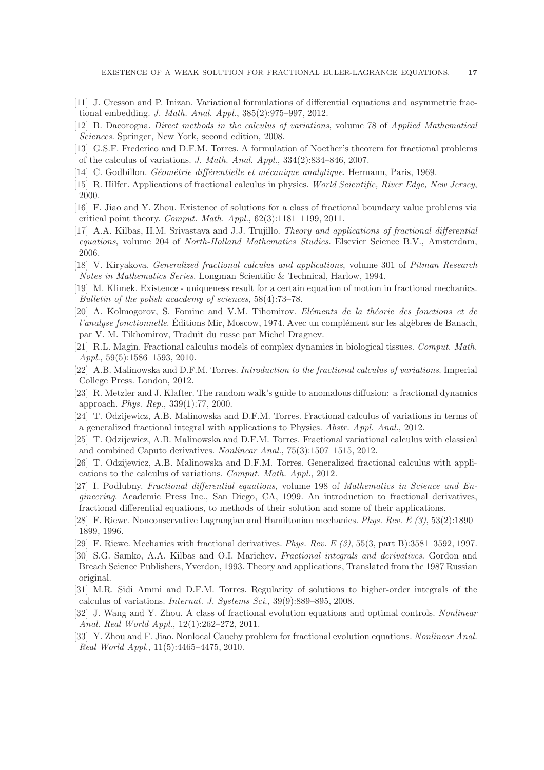[11] J. Cresson and P. Inizan. Variational formulations of differential equations and asymmetric fractional embedding. *J. Math. Anal. Appl.*, 385(2):975–997, 2012.

[12] B. Dacorogna. *Direct methods in the calculus of variations*, volume 78 of *Applied Mathematical Sciences*. Springer, New York, second edition, 2008.

[13] G.S.F. Frederico and D.F.M. Torres. A formulation of Noether's theorem for fractional problems of the calculus of variations. *J. Math. Anal. Appl.*, 334(2):834–846, 2007.

[14] C. Godbillon. *Géométrie différentielle et mécanique analytique*. Hermann, Paris, 1969.

[15] R. Hilfer. Applications of fractional calculus in physics. *World Scientific, River Edge, New Jersey*, 2000.

[16] F. Jiao and Y. Zhou. Existence of solutions for a class of fractional boundary value problems via critical point theory. *Comput. Math. Appl.*, 62(3):1181–1199, 2011.

[17] A.A. Kilbas, H.M. Srivastava and J.J. Trujillo. *Theory and applications of fractional differential equations*, volume 204 of *North-Holland Mathematics Studies*. Elsevier Science B.V., Amsterdam, 2006.

[18] V. Kiryakova. *Generalized fractional calculus and applications*, volume 301 of *Pitman Research Notes in Mathematics Series*. Longman Scientific & Technical, Harlow, 1994.

[19] M. Klimek. Existence - uniqueness result for a certain equation of motion in fractional mechanics. *Bulletin of the polish acacdemy of sciences*, 58(4):73–78.

[20] A. Kolmogorov, S. Fomine and V.M. Tihomirov. *Eléments de la théorie des fonctions et de l'analyse fonctionnelle*. Éditions Mir, Moscow, 1974. Avec un complément sur les algèbres de Banach, par V. M. Tikhomirov, Traduit du russe par Michel Dragnev.

[21] R.L. Magin. Fractional calculus models of complex dynamics in biological tissues. *Comput. Math. Appl.*, 59(5):1586–1593, 2010.

[22] A.B. Malinowska and D.F.M. Torres. *Introduction to the fractional calculus of variations*. Imperial College Press. London, 2012.

[23] R. Metzler and J. Klafter. The random walk's guide to anomalous diffusion: a fractional dynamics approach. *Phys. Rep.*, 339(1):77, 2000.

[24] T. Odzijewicz, A.B. Malinowska and D.F.M. Torres. Fractional calculus of variations in terms of a generalized fractional integral with applications to Physics. *Abstr. Appl. Anal.*, 2012.

[25] T. Odzijewicz, A.B. Malinowska and D.F.M. Torres. Fractional variational calculus with classical and combined Caputo derivatives. *Nonlinear Anal.*, 75(3):1507–1515, 2012.

[26] T. Odzijewicz, A.B. Malinowska and D.F.M. Torres. Generalized fractional calculus with applications to the calculus of variations. *Comput. Math. Appl.*, 2012.

[27] I. Podlubny. *Fractional differential equations*, volume 198 of *Mathematics in Science and Engineering*. Academic Press Inc., San Diego, CA, 1999. An introduction to fractional derivatives, fractional differential equations, to methods of their solution and some of their applications.

[28] F. Riewe. Nonconservative Lagrangian and Hamiltonian mechanics. *Phys. Rev. E (3)*, 53(2):1890–1899, 1996.

[29] F. Riewe. Mechanics with fractional derivatives. *Phys. Rev. E (3)*, 55(3, part B):3581–3592, 1997.

[30] S.G. Samko, A.A. Kilbas and O.I. Marichev. *Fractional integrals and derivatives*. Gordon and Breach Science Publishers, Yverdon, 1993. Theory and applications, Translated from the 1987 Russian original.

[31] M.R. Sidi Ammi and D.F.M. Torres. Regularity of solutions to higher-order integrals of the calculus of variations. *Internat. J. Systems Sci.*, 39(9):889–895, 2008.

[32] J. Wang and Y. Zhou. A class of fractional evolution equations and optimal controls. *Nonlinear Anal. Real World Appl.*, 12(1):262–272, 2011.

[33] Y. Zhou and F. Jiao. Nonlocal Cauchy problem for fractional evolution equations. *Nonlinear Anal. Real World Appl.*, 11(5):4465–4475, 2010.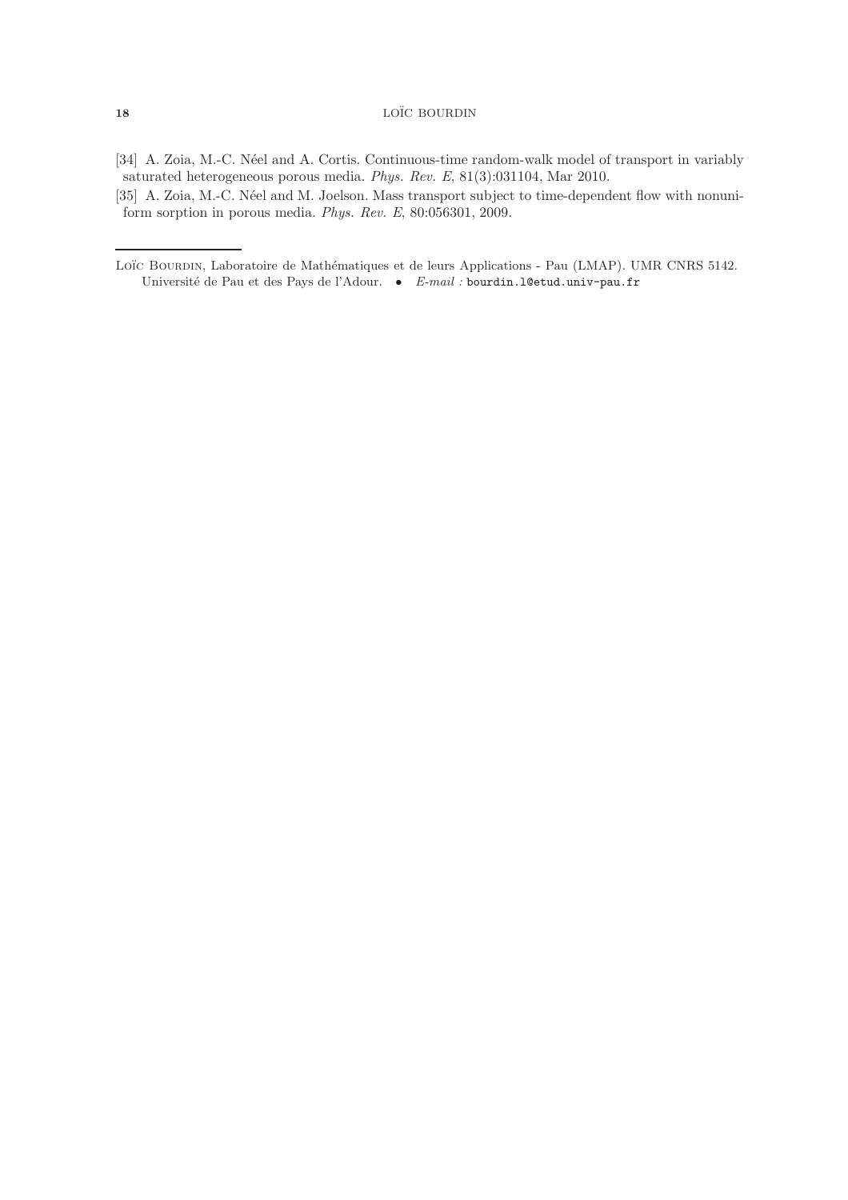[34] A. Zoia, M.-C. Néel and A. Cortis. Continuous-time random-walk model of transport in variably saturated heterogeneous porous media. *Phys. Rev. E*, 81(3):031104, Mar 2010.

[35] A. Zoia, M.-C. Néel and M. Joelson. Mass transport subject to time-dependent flow with nonuniform sorption in porous media. *Phys. Rev. E*, 80:056301, 2009.

---

Loïc Bourdin, Laboratoire de Mathématiques et de leurs Applications - Pau (LMAP). UMR CNRS 5142. Université de Pau et des Pays de l'Adour. • *E-mail :* `bourdin.l@etud.univ-pau.fr`